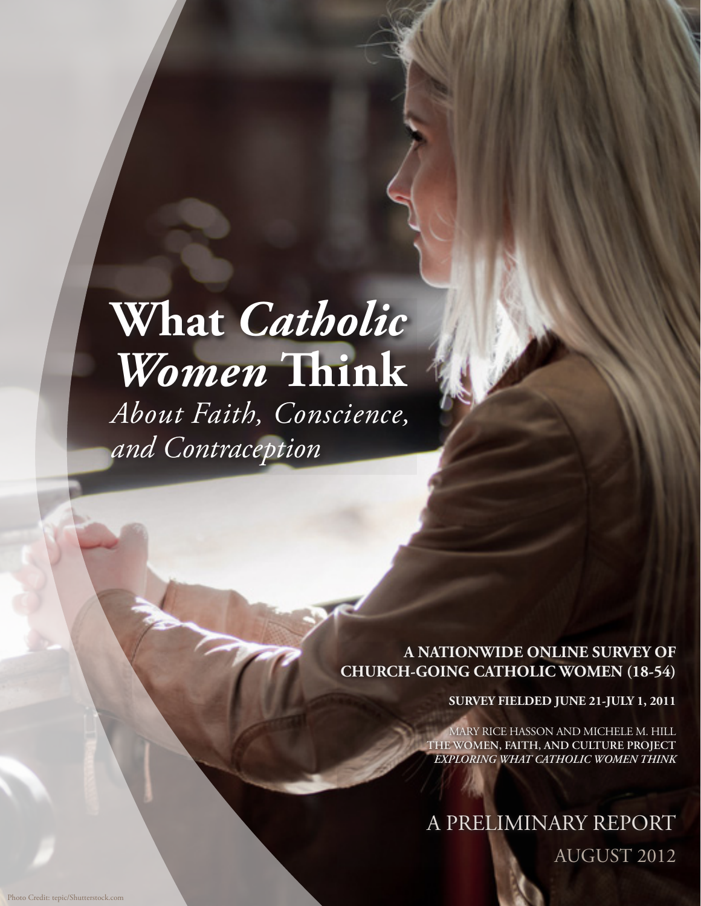# What *Catholic Women* Think

## *About Faith, Conscience, and Contraception*

**A NATIONWIDE ONLINE SURVEY OF CHURCH-GOING CATHOLIC WOMEN (18-54)**

**SURVEY FIELDED JUNE 21-JULY 1, 2011**

MARY RICE HASSON AND MICHELE M. HILL
**THE WOMEN, FAITH, AND CULTURE PROJECT**
***EXPLORING WHAT CATHOLIC WOMEN THINK***

A PRELIMINARY REPORT

AUGUST 2012

Photo Credit: tepic/Shutterstock.com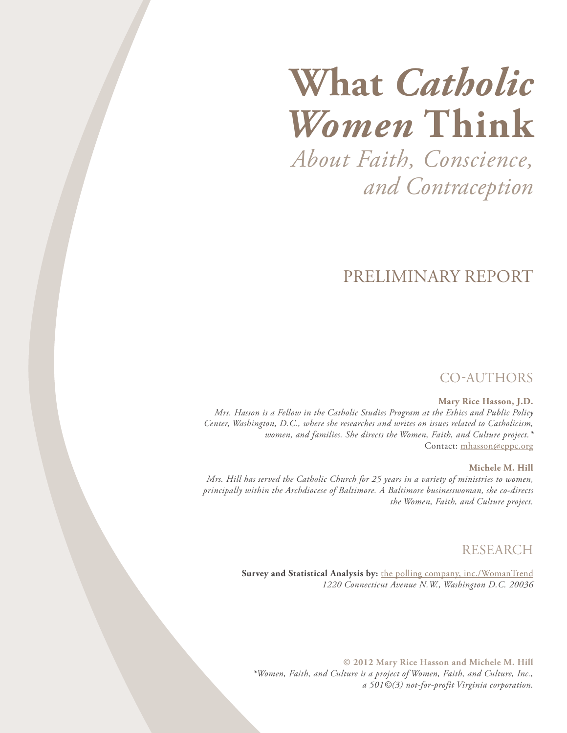# What *Catholic Women* Think

*About Faith, Conscience, and Contraception*

## PRELIMINARY REPORT

## CO-AUTHORS

**Mary Rice Hasson, J.D.**

*Mrs. Hasson is a Fellow in the Catholic Studies Program at the Ethics and Public Policy Center, Washington, D.C., where she researches and writes on issues related to Catholicism, women, and families. She directs the Women, Faith, and Culture project.**

Contact: mhasson@eppc.org

**Michele M. Hill**

*Mrs. Hill has served the Catholic Church for 25 years in a variety of ministries to women, principally within the Archdiocese of Baltimore. A Baltimore businesswoman, she co-directs the Women, Faith, and Culture project.*

## RESEARCH

**Survey and Statistical Analysis by:** the polling company, inc./WomanTrend

*1220 Connecticut Avenue N.W., Washington D.C. 20036*

**© 2012 Mary Rice Hasson and Michele M. Hill**

*\*Women, Faith, and Culture is a project of Women, Faith, and Culture, Inc., a 501©(3) not-for-profit Virginia corporation.*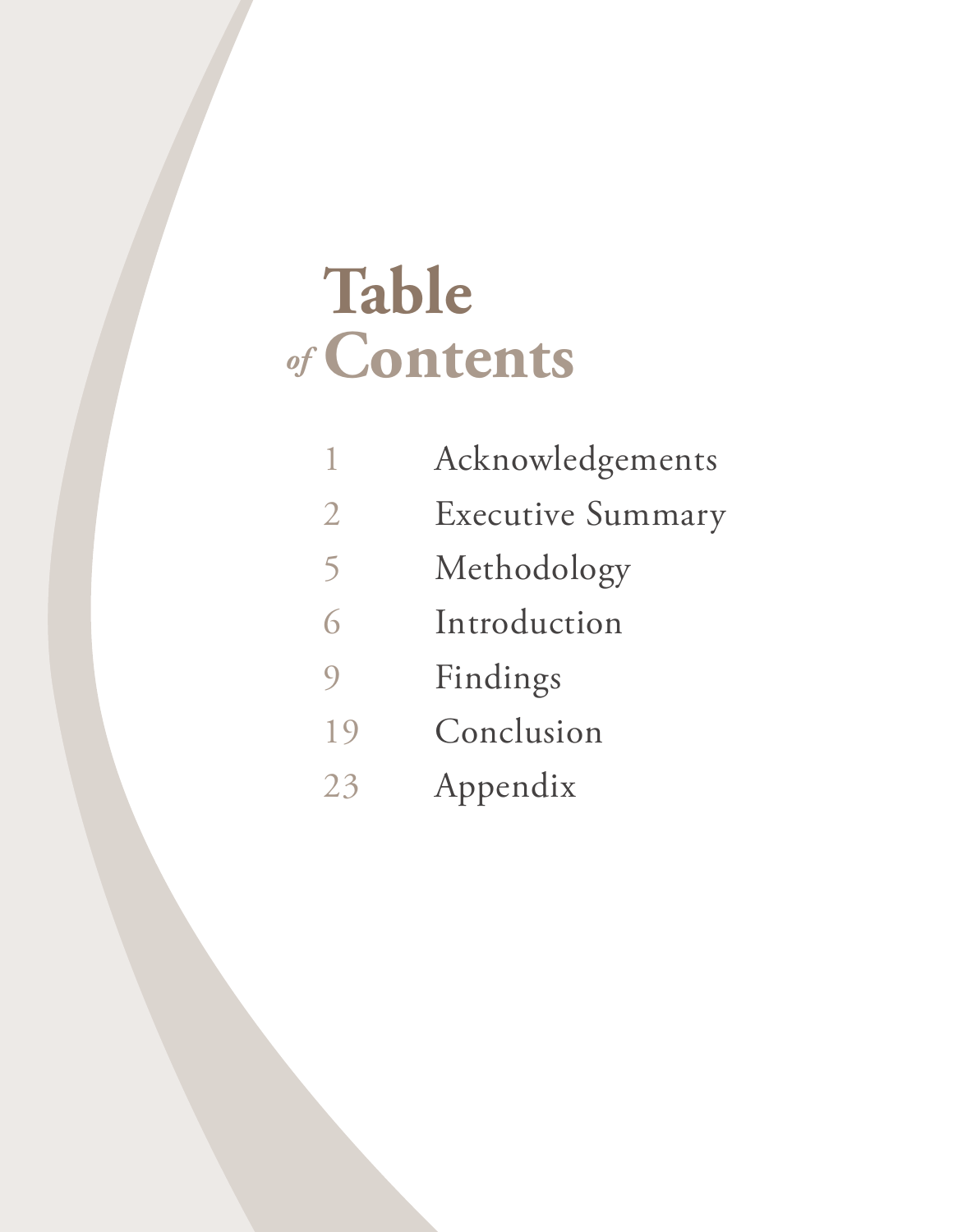# Table *of* Contents

| | |
|---|---|
| 1 | Acknowledgements |
| 2 | Executive Summary |
| 5 | Methodology |
| 6 | Introduction |
| 9 | Findings |
| 19 | Conclusion |
| 23 | Appendix |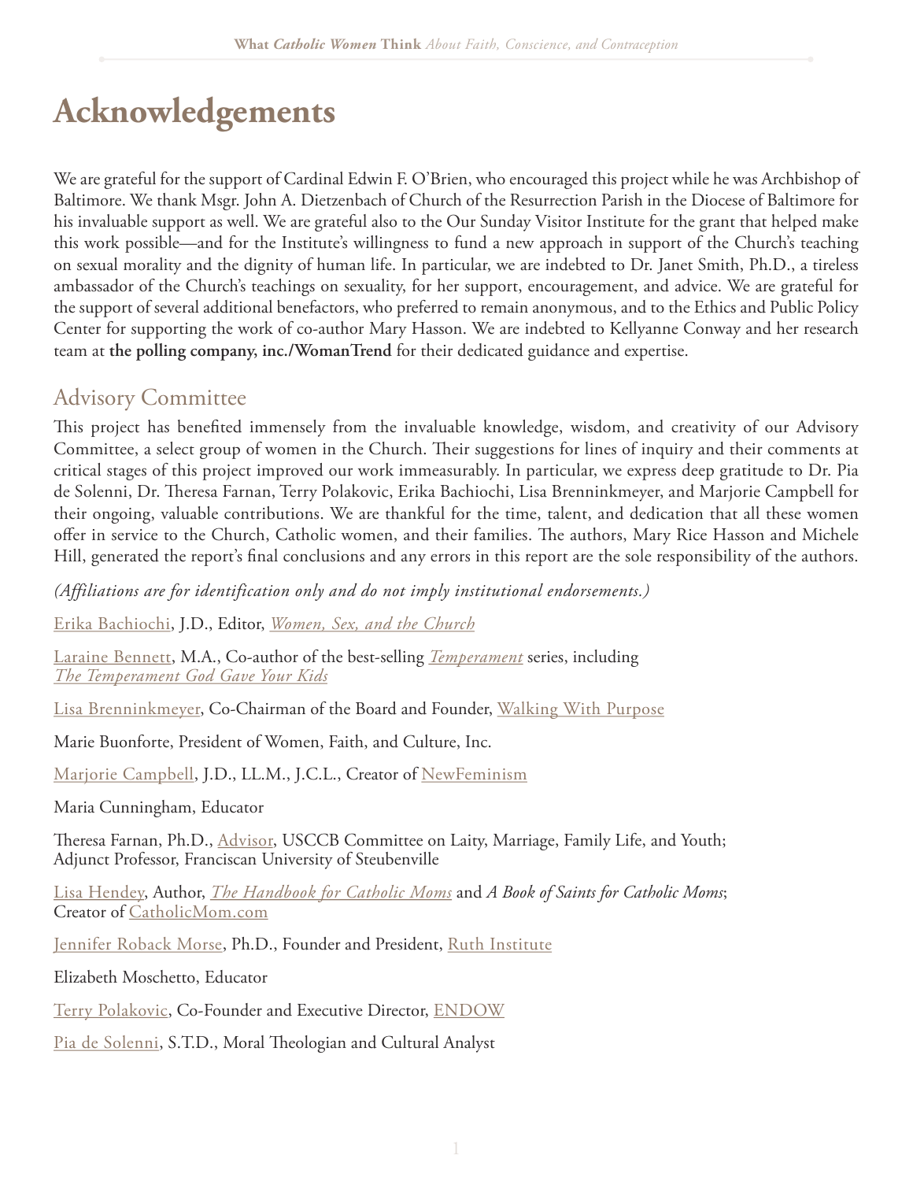# Acknowledgements

We are grateful for the support of Cardinal Edwin F. O'Brien, who encouraged this project while he was Archbishop of Baltimore. We thank Msgr. John A. Dietzenbach of Church of the Resurrection Parish in the Diocese of Baltimore for his invaluable support as well. We are grateful also to the Our Sunday Visitor Institute for the grant that helped make this work possible—and for the Institute's willingness to fund a new approach in support of the Church's teaching on sexual morality and the dignity of human life. In particular, we are indebted to Dr. Janet Smith, Ph.D., a tireless ambassador of the Church's teachings on sexuality, for her support, encouragement, and advice. We are grateful for the support of several additional benefactors, who preferred to remain anonymous, and to the Ethics and Public Policy Center for supporting the work of co-author Mary Hasson. We are indebted to Kellyanne Conway and her research team at **the polling company, inc./WomanTrend** for their dedicated guidance and expertise.

## Advisory Committee

This project has benefited immensely from the invaluable knowledge, wisdom, and creativity of our Advisory Committee, a select group of women in the Church. Their suggestions for lines of inquiry and their comments at critical stages of this project improved our work immeasurably. In particular, we express deep gratitude to Dr. Pia de Solenni, Dr. Theresa Farnan, Terry Polakovic, Erika Bachiochi, Lisa Brenninkmeyer, and Marjorie Campbell for their ongoing, valuable contributions. We are thankful for the time, talent, and dedication that all these women offer in service to the Church, Catholic women, and their families. The authors, Mary Rice Hasson and Michele Hill, generated the report's final conclusions and any errors in this report are the sole responsibility of the authors.

*(Affiliations are for identification only and do not imply institutional endorsements.)*

Erika Bachiochi, J.D., Editor, *Women, Sex, and the Church*

Laraine Bennett, M.A., Co-author of the best-selling *Temperament* series, including *The Temperament God Gave Your Kids*

Lisa Brenninkmeyer, Co-Chairman of the Board and Founder, Walking With Purpose

Marie Buonforte, President of Women, Faith, and Culture, Inc.

Marjorie Campbell, J.D., LL.M., J.C.L., Creator of NewFeminism

Maria Cunningham, Educator

Theresa Farnan, Ph.D., Advisor, USCCB Committee on Laity, Marriage, Family Life, and Youth; Adjunct Professor, Franciscan University of Steubenville

Lisa Hendey, Author, *The Handbook for Catholic Moms* and *A Book of Saints for Catholic Moms*; Creator of CatholicMom.com

Jennifer Roback Morse, Ph.D., Founder and President, Ruth Institute

Elizabeth Moschetto, Educator

Terry Polakovic, Co-Founder and Executive Director, ENDOW

Pia de Solenni, S.T.D., Moral Theologian and Cultural Analyst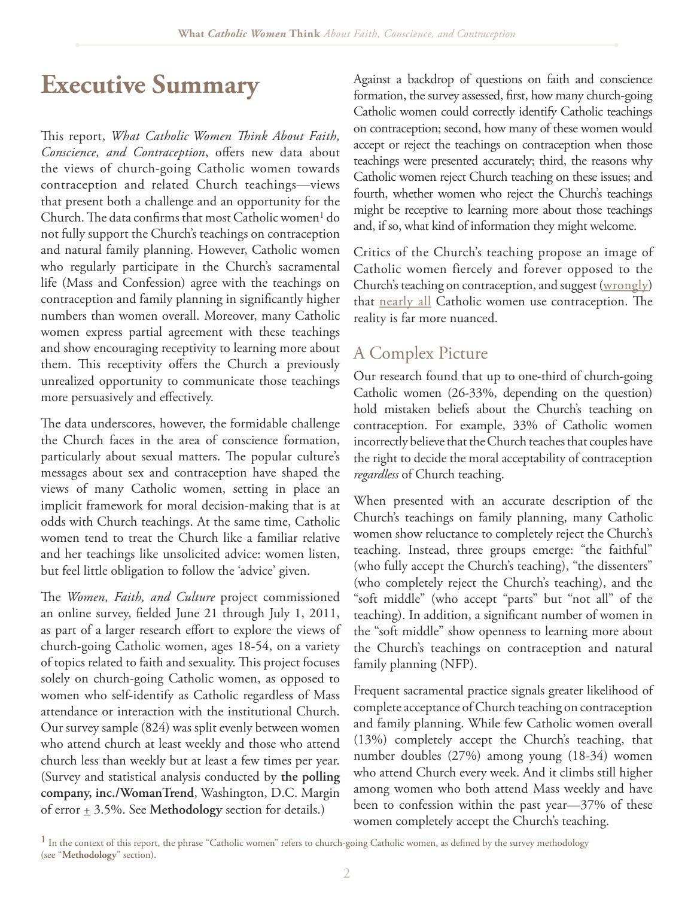# Executive Summary

This report, *What Catholic Women Think About Faith, Conscience, and Contraception*, offers new data about the views of church-going Catholic women towards contraception and related Church teachings—views that present both a challenge and an opportunity for the Church. The data confirms that most Catholic women[1] do not fully support the Church's teachings on contraception and natural family planning. However, Catholic women who regularly participate in the Church's sacramental life (Mass and Confession) agree with the teachings on contraception and family planning in significantly higher numbers than women overall. Moreover, many Catholic women express partial agreement with these teachings and show encouraging receptivity to learning more about them. This receptivity offers the Church a previously unrealized opportunity to communicate those teachings more persuasively and effectively.

The data underscores, however, the formidable challenge the Church faces in the area of conscience formation, particularly about sexual matters. The popular culture's messages about sex and contraception have shaped the views of many Catholic women, setting in place an implicit framework for moral decision-making that is at odds with Church teachings. At the same time, Catholic women tend to treat the Church like a familiar relative and her teachings like unsolicited advice: women listen, but feel little obligation to follow the 'advice' given.

The *Women, Faith, and Culture* project commissioned an online survey, fielded June 21 through July 1, 2011, as part of a larger research effort to explore the views of church-going Catholic women, ages 18-54, on a variety of topics related to faith and sexuality. This project focuses solely on church-going Catholic women, as opposed to women who self-identify as Catholic regardless of Mass attendance or interaction with the institutional Church. Our survey sample (824) was split evenly between women who attend church at least weekly and those who attend church less than weekly but at least a few times per year. (Survey and statistical analysis conducted by **the polling company, inc./WomanTrend**, Washington, D.C. Margin of error ± 3.5%. See **Methodology** section for details.)

Against a backdrop of questions on faith and conscience formation, the survey assessed, first, how many church-going Catholic women could correctly identify Catholic teachings on contraception; second, how many of these women would accept or reject the teachings on contraception when those teachings were presented accurately; third, the reasons why Catholic women reject Church teaching on these issues; and fourth, whether women who reject the Church's teachings might be receptive to learning more about those teachings and, if so, what kind of information they might welcome.

Critics of the Church's teaching propose an image of Catholic women fiercely and forever opposed to the Church's teaching on contraception, and suggest (wrongly) that nearly all Catholic women use contraception. The reality is far more nuanced.

## A Complex Picture

Our research found that up to one-third of church-going Catholic women (26-33%, depending on the question) hold mistaken beliefs about the Church's teaching on contraception. For example, 33% of Catholic women incorrectly believe that the Church teaches that couples have the right to decide the moral acceptability of contraception *regardless* of Church teaching.

When presented with an accurate description of the Church's teachings on family planning, many Catholic women show reluctance to completely reject the Church's teaching. Instead, three groups emerge: "the faithful" (who fully accept the Church's teaching), "the dissenters" (who completely reject the Church's teaching), and the "soft middle" (who accept "parts" but "not all" of the teaching). In addition, a significant number of women in the "soft middle" show openness to learning more about the Church's teachings on contraception and natural family planning (NFP).

Frequent sacramental practice signals greater likelihood of complete acceptance of Church teaching on contraception and family planning. While few Catholic women overall (13%) completely accept the Church's teaching, that number doubles (27%) among young (18-34) women who attend Church every week. And it climbs still higher among women who both attend Mass weekly and have been to confession within the past year—37% of these women completely accept the Church's teaching.

[1] In the context of this report, the phrase "Catholic women" refers to church-going Catholic women, as defined by the survey methodology (see "**Methodology**" section).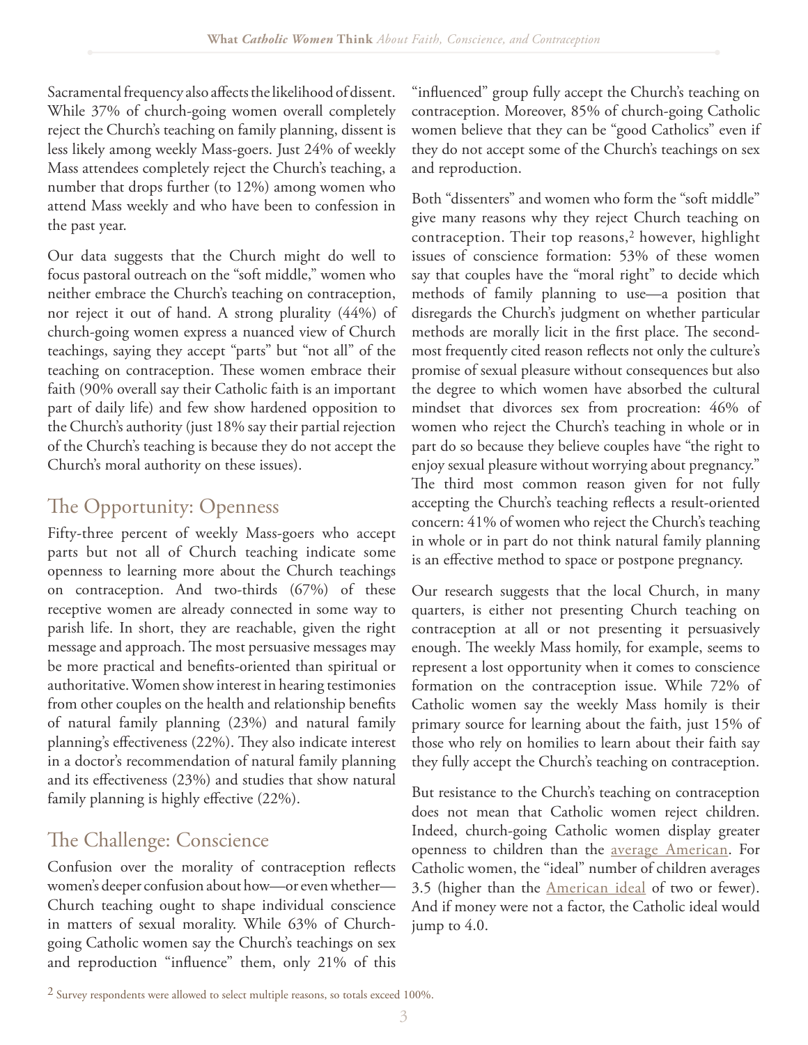Sacramental frequency also affects the likelihood of dissent. While 37% of church-going women overall completely reject the Church's teaching on family planning, dissent is less likely among weekly Mass-goers. Just 24% of weekly Mass attendees completely reject the Church's teaching, a number that drops further (to 12%) among women who attend Mass weekly and who have been to confession in the past year.

Our data suggests that the Church might do well to focus pastoral outreach on the "soft middle," women who neither embrace the Church's teaching on contraception, nor reject it out of hand. A strong plurality (44%) of church-going women express a nuanced view of Church teachings, saying they accept "parts" but "not all" of the teaching on contraception. These women embrace their faith (90% overall say their Catholic faith is an important part of daily life) and few show hardened opposition to the Church's authority (just 18% say their partial rejection of the Church's teaching is because they do not accept the Church's moral authority on these issues).

## The Opportunity: Openness

Fifty-three percent of weekly Mass-goers who accept parts but not all of Church teaching indicate some openness to learning more about the Church teachings on contraception. And two-thirds (67%) of these receptive women are already connected in some way to parish life. In short, they are reachable, given the right message and approach. The most persuasive messages may be more practical and benefits-oriented than spiritual or authoritative. Women show interest in hearing testimonies from other couples on the health and relationship benefits of natural family planning (23%) and natural family planning's effectiveness (22%). They also indicate interest in a doctor's recommendation of natural family planning and its effectiveness (23%) and studies that show natural family planning is highly effective (22%).

## The Challenge: Conscience

Confusion over the morality of contraception reflects women's deeper confusion about how—or even whether—Church teaching ought to shape individual conscience in matters of sexual morality. While 63% of Church-going Catholic women say the Church's teachings on sex and reproduction "influence" them, only 21% of this "influenced" group fully accept the Church's teaching on contraception. Moreover, 85% of church-going Catholic women believe that they can be "good Catholics" even if they do not accept some of the Church's teachings on sex and reproduction.

Both "dissenters" and women who form the "soft middle" give many reasons why they reject Church teaching on contraception. Their top reasons,[2] however, highlight issues of conscience formation: 53% of these women say that couples have the "moral right" to decide which methods of family planning to use—a position that disregards the Church's judgment on whether particular methods are morally licit in the first place. The second-most frequently cited reason reflects not only the culture's promise of sexual pleasure without consequences but also the degree to which women have absorbed the cultural mindset that divorces sex from procreation: 46% of women who reject the Church's teaching in whole or in part do so because they believe couples have "the right to enjoy sexual pleasure without worrying about pregnancy." The third most common reason given for not fully accepting the Church's teaching reflects a result-oriented concern: 41% of women who reject the Church's teaching in whole or in part do not think natural family planning is an effective method to space or postpone pregnancy.

Our research suggests that the local Church, in many quarters, is either not presenting Church teaching on contraception at all or not presenting it persuasively enough. The weekly Mass homily, for example, seems to represent a lost opportunity when it comes to conscience formation on the contraception issue. While 72% of Catholic women say the weekly Mass homily is their primary source for learning about the faith, just 15% of those who rely on homilies to learn about their faith say they fully accept the Church's teaching on contraception.

But resistance to the Church's teaching on contraception does not mean that Catholic women reject children. Indeed, church-going Catholic women display greater openness to children than the average American. For Catholic women, the "ideal" number of children averages 3.5 (higher than the American ideal of two or fewer). And if money were not a factor, the Catholic ideal would jump to 4.0.

[2] Survey respondents were allowed to select multiple reasons, so totals exceed 100%.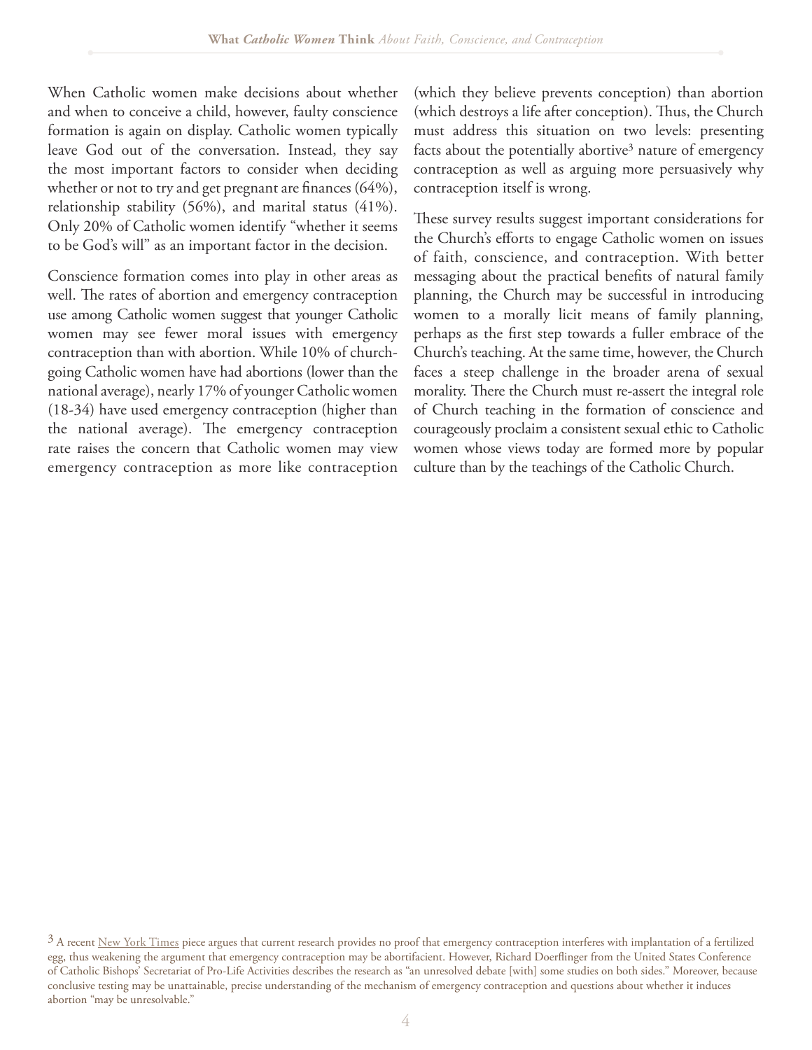When Catholic women make decisions about whether and when to conceive a child, however, faulty conscience formation is again on display. Catholic women typically leave God out of the conversation. Instead, they say the most important factors to consider when deciding whether or not to try and get pregnant are finances (64%), relationship stability (56%), and marital status (41%). Only 20% of Catholic women identify "whether it seems to be God's will" as an important factor in the decision.

Conscience formation comes into play in other areas as well. The rates of abortion and emergency contraception use among Catholic women suggest that younger Catholic women may see fewer moral issues with emergency contraception than with abortion. While 10% of church-going Catholic women have had abortions (lower than the national average), nearly 17% of younger Catholic women (18-34) have used emergency contraception (higher than the national average). The emergency contraception rate raises the concern that Catholic women may view emergency contraception as more like contraception (which they believe prevents conception) than abortion (which destroys a life after conception). Thus, the Church must address this situation on two levels: presenting facts about the potentially abortive[3] nature of emergency contraception as well as arguing more persuasively why contraception itself is wrong.

These survey results suggest important considerations for the Church's efforts to engage Catholic women on issues of faith, conscience, and contraception. With better messaging about the practical benefits of natural family planning, the Church may be successful in introducing women to a morally licit means of family planning, perhaps as the first step towards a fuller embrace of the Church's teaching. At the same time, however, the Church faces a steep challenge in the broader arena of sexual morality. There the Church must re-assert the integral role of Church teaching in the formation of conscience and courageously proclaim a consistent sexual ethic to Catholic women whose views today are formed more by popular culture than by the teachings of the Catholic Church.

[3] A recent New York Times piece argues that current research provides no proof that emergency contraception interferes with implantation of a fertilized egg, thus weakening the argument that emergency contraception may be abortifacient. However, Richard Doerflinger from the United States Conference of Catholic Bishops' Secretariat of Pro-Life Activities describes the research as "an unresolved debate [with] some studies on both sides." Moreover, because conclusive testing may be unattainable, precise understanding of the mechanism of emergency contraception and questions about whether it induces abortion "may be unresolvable."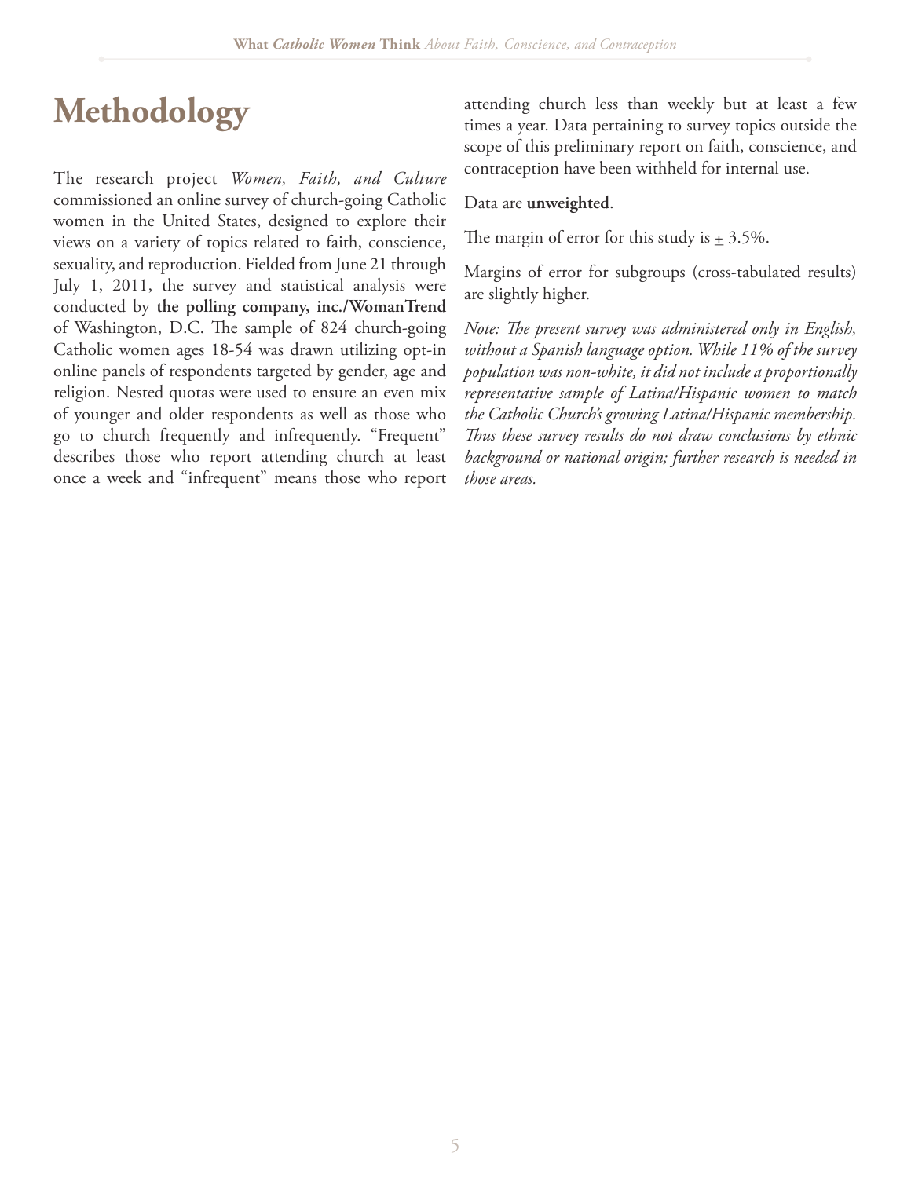# Methodology

The research project *Women, Faith, and Culture* commissioned an online survey of church-going Catholic women in the United States, designed to explore their views on a variety of topics related to faith, conscience, sexuality, and reproduction. Fielded from June 21 through July 1, 2011, the survey and statistical analysis were conducted by **the polling company, inc./WomanTrend** of Washington, D.C. The sample of 824 church-going Catholic women ages 18-54 was drawn utilizing opt-in online panels of respondents targeted by gender, age and religion. Nested quotas were used to ensure an even mix of younger and older respondents as well as those who go to church frequently and infrequently. "Frequent" describes those who report attending church at least once a week and "infrequent" means those who report attending church less than weekly but at least a few times a year. Data pertaining to survey topics outside the scope of this preliminary report on faith, conscience, and contraception have been withheld for internal use.

Data are **unweighted**.

The margin of error for this study is ± 3.5%.

Margins of error for subgroups (cross-tabulated results) are slightly higher.

*Note: The present survey was administered only in English, without a Spanish language option. While 11% of the survey population was non-white, it did not include a proportionally representative sample of Latina/Hispanic women to match the Catholic Church's growing Latina/Hispanic membership. Thus these survey results do not draw conclusions by ethnic background or national origin; further research is needed in those areas.*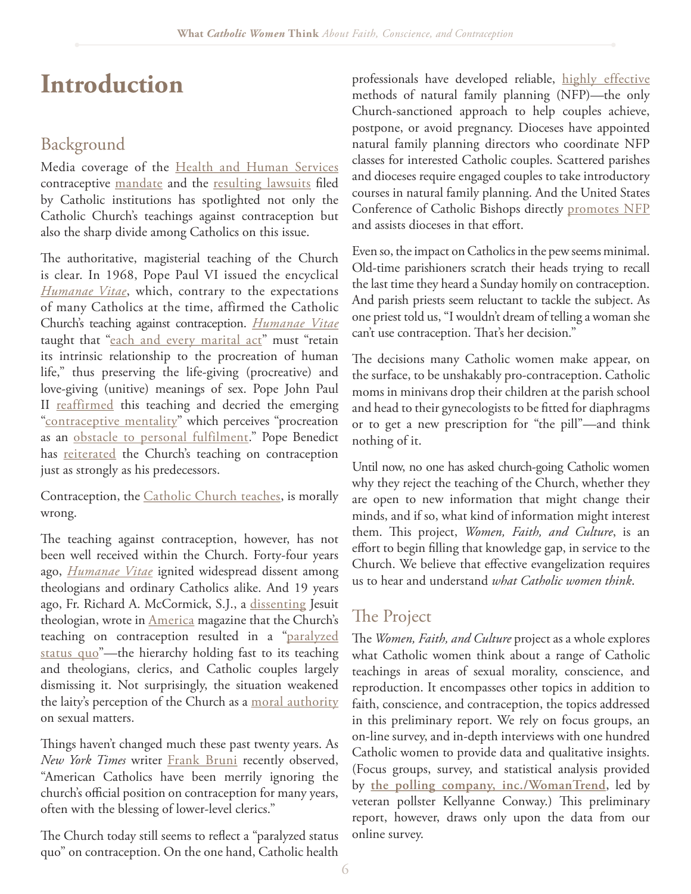# Introduction

## Background

Media coverage of the Health and Human Services contraceptive mandate and the resulting lawsuits filed by Catholic institutions has spotlighted not only the Catholic Church's teachings against contraception but also the sharp divide among Catholics on this issue.

The authoritative, magisterial teaching of the Church is clear. In 1968, Pope Paul VI issued the encyclical *Humanae Vitae*, which, contrary to the expectations of many Catholics at the time, affirmed the Catholic Church's teaching against contraception. *Humanae Vitae* taught that "each and every marital act" must "retain its intrinsic relationship to the procreation of human life," thus preserving the life-giving (procreative) and love-giving (unitive) meanings of sex. Pope John Paul II reaffirmed this teaching and decried the emerging "contraceptive mentality" which perceives "procreation as an obstacle to personal fulfilment." Pope Benedict has reiterated the Church's teaching on contraception just as strongly as his predecessors.

Contraception, the Catholic Church teaches, is morally wrong.

The teaching against contraception, however, has not been well received within the Church. Forty-four years ago, *Humanae Vitae* ignited widespread dissent among theologians and ordinary Catholics alike. And 19 years ago, Fr. Richard A. McCormick, S.J., a dissenting Jesuit theologian, wrote in America magazine that the Church's teaching on contraception resulted in a "paralyzed status quo"—the hierarchy holding fast to its teaching and theologians, clerics, and Catholic couples largely dismissing it. Not surprisingly, the situation weakened the laity's perception of the Church as a moral authority on sexual matters.

Things haven't changed much these past twenty years. As *New York Times* writer Frank Bruni recently observed, "American Catholics have been merrily ignoring the church's official position on contraception for many years, often with the blessing of lower-level clerics."

The Church today still seems to reflect a "paralyzed status quo" on contraception. On the one hand, Catholic health professionals have developed reliable, highly effective methods of natural family planning (NFP)—the only Church-sanctioned approach to help couples achieve, postpone, or avoid pregnancy. Dioceses have appointed natural family planning directors who coordinate NFP classes for interested Catholic couples. Scattered parishes and dioceses require engaged couples to take introductory courses in natural family planning. And the United States Conference of Catholic Bishops directly promotes NFP and assists dioceses in that effort.

Even so, the impact on Catholics in the pew seems minimal. Old-time parishioners scratch their heads trying to recall the last time they heard a Sunday homily on contraception. And parish priests seem reluctant to tackle the subject. As one priest told us, "I wouldn't dream of telling a woman she can't use contraception. That's her decision."

The decisions many Catholic women make appear, on the surface, to be unshakably pro-contraception. Catholic moms in minivans drop their children at the parish school and head to their gynecologists to be fitted for diaphragms or to get a new prescription for "the pill"—and think nothing of it.

Until now, no one has asked church-going Catholic women why they reject the teaching of the Church, whether they are open to new information that might change their minds, and if so, what kind of information might interest them. This project, *Women, Faith, and Culture*, is an effort to begin filling that knowledge gap, in service to the Church. We believe that effective evangelization requires us to hear and understand *what Catholic women think*.

## The Project

The *Women, Faith, and Culture* project as a whole explores what Catholic women think about a range of Catholic teachings in areas of sexual morality, conscience, and reproduction. It encompasses other topics in addition to faith, conscience, and contraception, the topics addressed in this preliminary report. We rely on focus groups, an on-line survey, and in-depth interviews with one hundred Catholic women to provide data and qualitative insights. (Focus groups, survey, and statistical analysis provided by **the polling company, inc./WomanTrend**, led by veteran pollster Kellyanne Conway.) This preliminary report, however, draws only upon the data from our online survey.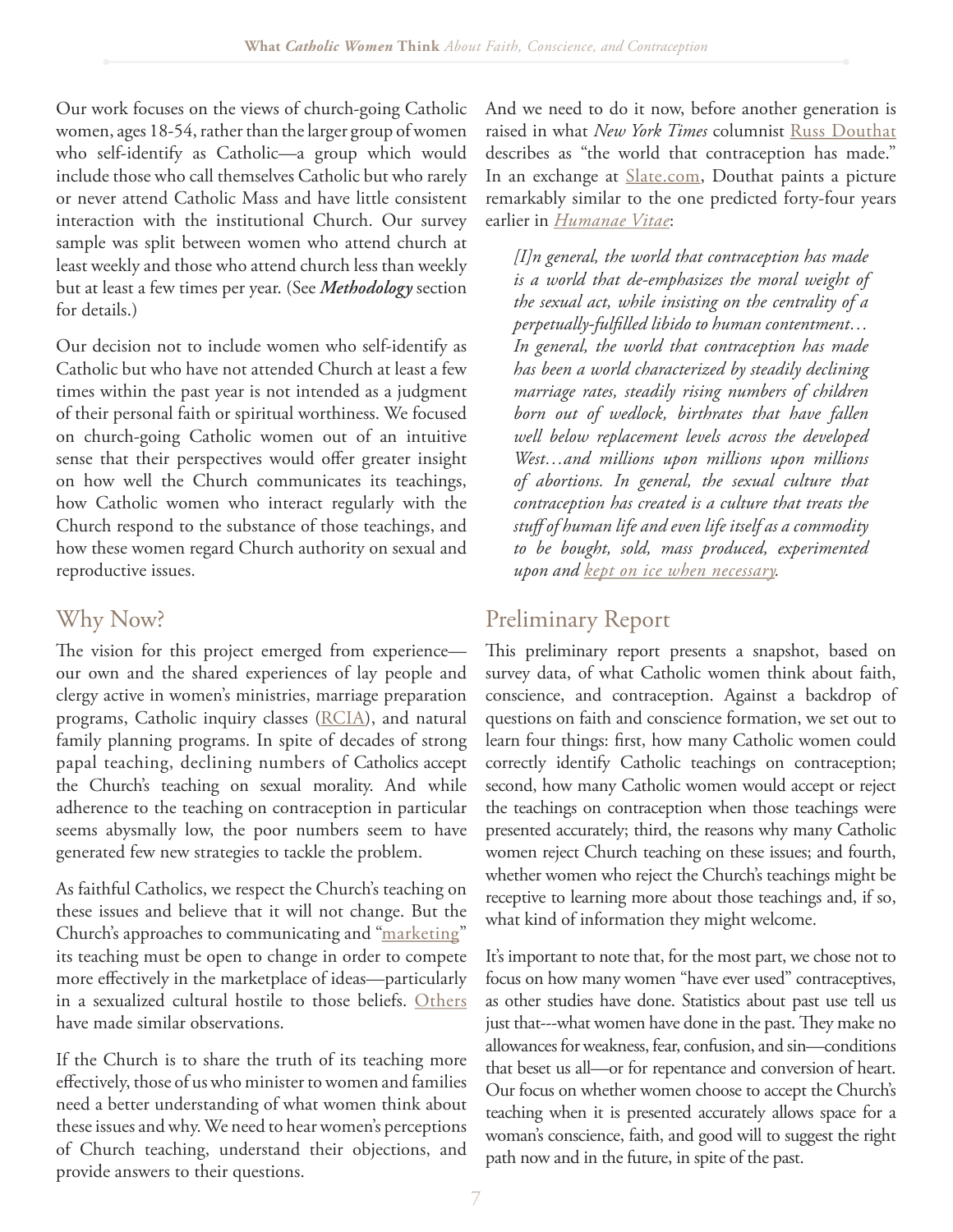Our work focuses on the views of church-going Catholic women, ages 18-54, rather than the larger group of women who self-identify as Catholic—a group which would include those who call themselves Catholic but who rarely or never attend Catholic Mass and have little consistent interaction with the institutional Church. Our survey sample was split between women who attend church at least weekly and those who attend church less than weekly but at least a few times per year. (See ***Methodology*** section for details.)

Our decision not to include women who self-identify as Catholic but who have not attended Church at least a few times within the past year is not intended as a judgment of their personal faith or spiritual worthiness. We focused on church-going Catholic women out of an intuitive sense that their perspectives would offer greater insight on how well the Church communicates its teachings, how Catholic women who interact regularly with the Church respond to the substance of those teachings, and how these women regard Church authority on sexual and reproductive issues.

## Why Now?

The vision for this project emerged from experience—our own and the shared experiences of lay people and clergy active in women's ministries, marriage preparation programs, Catholic inquiry classes (RCIA), and natural family planning programs. In spite of decades of strong papal teaching, declining numbers of Catholics accept the Church's teaching on sexual morality. And while adherence to the teaching on contraception in particular seems abysmally low, the poor numbers seem to have generated few new strategies to tackle the problem.

As faithful Catholics, we respect the Church's teaching on these issues and believe that it will not change. But the Church's approaches to communicating and "marketing" its teaching must be open to change in order to compete more effectively in the marketplace of ideas—particularly in a sexualized cultural hostile to those beliefs. Others have made similar observations.

If the Church is to share the truth of its teaching more effectively, those of us who minister to women and families need a better understanding of what women think about these issues and why. We need to hear women's perceptions of Church teaching, understand their objections, and provide answers to their questions.

And we need to do it now, before another generation is raised in what *New York Times* columnist Russ Douthat describes as "the world that contraception has made." In an exchange at Slate.com, Douthat paints a picture remarkably similar to the one predicted forty-four years earlier in *Humanae Vitae*:

> *[I]n general, the world that contraception has made is a world that de-emphasizes the moral weight of the sexual act, while insisting on the centrality of a perpetually-fulfilled libido to human contentment… In general, the world that contraception has made has been a world characterized by steadily declining marriage rates, steadily rising numbers of children born out of wedlock, birthrates that have fallen well below replacement levels across the developed West…and millions upon millions upon millions of abortions. In general, the sexual culture that contraception has created is a culture that treats the stuff of human life and even life itself as a commodity to be bought, sold, mass produced, experimented upon and kept on ice when necessary.*

## Preliminary Report

This preliminary report presents a snapshot, based on survey data, of what Catholic women think about faith, conscience, and contraception. Against a backdrop of questions on faith and conscience formation, we set out to learn four things: first, how many Catholic women could correctly identify Catholic teachings on contraception; second, how many Catholic women would accept or reject the teachings on contraception when those teachings were presented accurately; third, the reasons why many Catholic women reject Church teaching on these issues; and fourth, whether women who reject the Church's teachings might be receptive to learning more about those teachings and, if so, what kind of information they might welcome.

It's important to note that, for the most part, we chose not to focus on how many women "have ever used" contraceptives, as other studies have done. Statistics about past use tell us just that---what women have done in the past. They make no allowances for weakness, fear, confusion, and sin—conditions that beset us all—or for repentance and conversion of heart. Our focus on whether women choose to accept the Church's teaching when it is presented accurately allows space for a woman's conscience, faith, and good will to suggest the right path now and in the future, in spite of the past.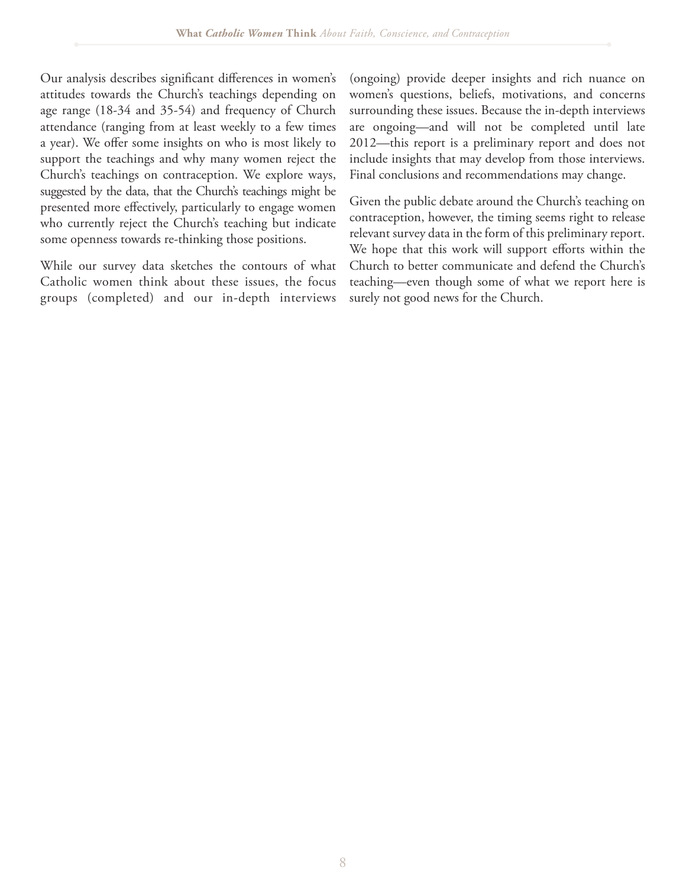Our analysis describes significant differences in women's attitudes towards the Church's teachings depending on age range (18-34 and 35-54) and frequency of Church attendance (ranging from at least weekly to a few times a year). We offer some insights on who is most likely to support the teachings and why many women reject the Church's teachings on contraception. We explore ways, suggested by the data, that the Church's teachings might be presented more effectively, particularly to engage women who currently reject the Church's teaching but indicate some openness towards re-thinking those positions.

While our survey data sketches the contours of what Catholic women think about these issues, the focus groups (completed) and our in-depth interviews (ongoing) provide deeper insights and rich nuance on women's questions, beliefs, motivations, and concerns surrounding these issues. Because the in-depth interviews are ongoing—and will not be completed until late 2012—this report is a preliminary report and does not include insights that may develop from those interviews. Final conclusions and recommendations may change.

Given the public debate around the Church's teaching on contraception, however, the timing seems right to release relevant survey data in the form of this preliminary report. We hope that this work will support efforts within the Church to better communicate and defend the Church's teaching—even though some of what we report here is surely not good news for the Church.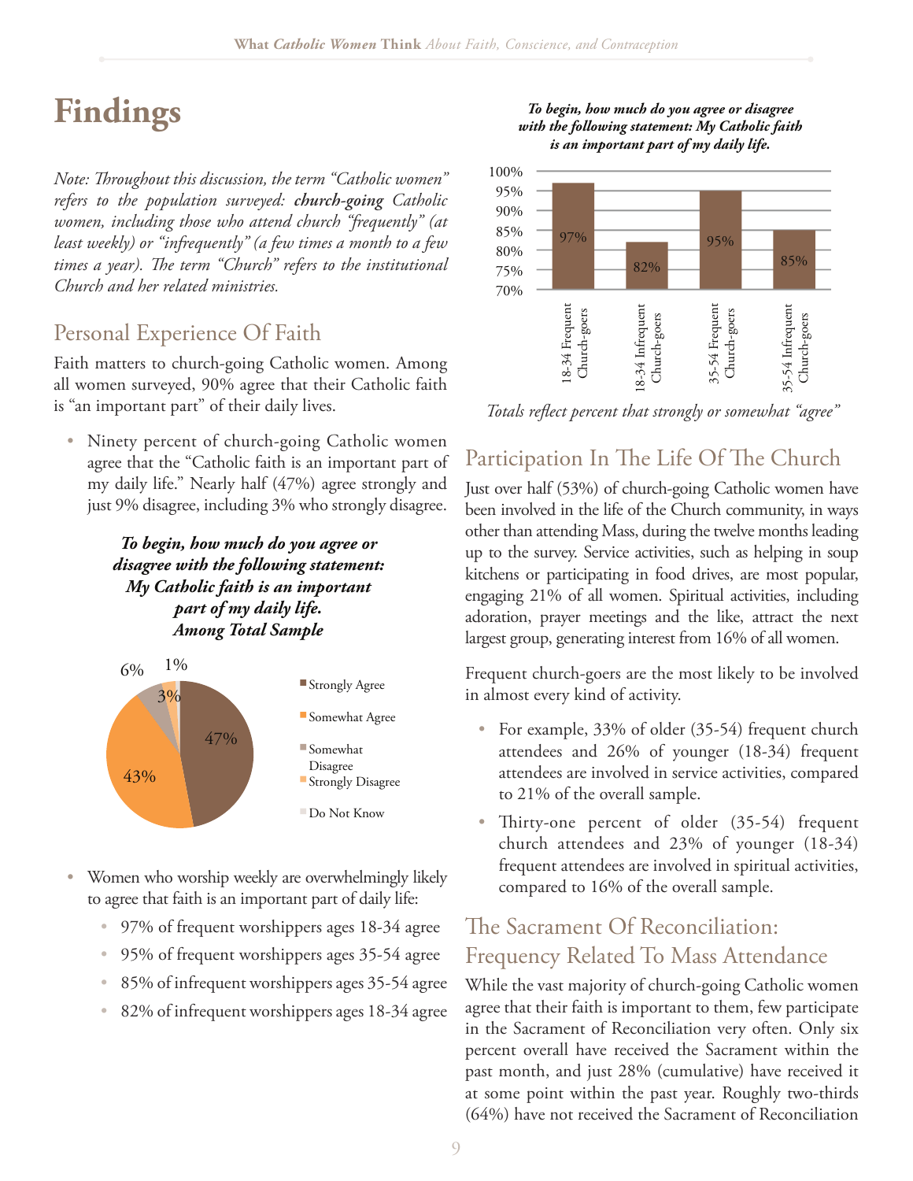# Findings

*Note: Throughout this discussion, the term "Catholic women" refers to the population surveyed: **church-going** Catholic women, including those who attend church "frequently" (at least weekly) or "infrequently" (a few times a month to a few times a year). The term "Church" refers to the institutional Church and her related ministries.*

## Personal Experience Of Faith

Faith matters to church-going Catholic women. Among all women surveyed, 90% agree that their Catholic faith is "an important part" of their daily lives.

- Ninety percent of church-going Catholic women agree that the "Catholic faith is an important part of my daily life." Nearly half (47%) agree strongly and just 9% disagree, including 3% who strongly disagree.

***To begin, how much do you agree or disagree with the following statement: My Catholic faith is an important part of my daily life. Among Total Sample***

| Response | Percent |
|---|---|
| Strongly Agree | 47% |
| Somewhat Agree | 43% |
| Somewhat Disagree | 6% |
| Strongly Disagree | 3% |
| Do Not Know | 1% |

- Women who worship weekly are overwhelmingly likely to agree that faith is an important part of daily life:
  - 97% of frequent worshippers ages 18-34 agree
  - 95% of frequent worshippers ages 35-54 agree
  - 85% of infrequent worshippers ages 35-54 agree
  - 82% of infrequent worshippers ages 18-34 agree

***To begin, how much do you agree or disagree with the following statement: My Catholic faith is an important part of my daily life.***

| Group | Percent |
|---|---|
| 18-34 Frequent Church-goers | 97% |
| 18-34 Infrequent Church-goers | 82% |
| 35-54 Frequent Church-goers | 95% |
| 35-54 Infrequent Church-goers | 85% |

*Totals reflect percent that strongly or somewhat "agree"*

## Participation In The Life Of The Church

Just over half (53%) of church-going Catholic women have been involved in the life of the Church community, in ways other than attending Mass, during the twelve months leading up to the survey. Service activities, such as helping in soup kitchens or participating in food drives, are most popular, engaging 21% of all women. Spiritual activities, including adoration, prayer meetings and the like, attract the next largest group, generating interest from 16% of all women.

Frequent church-goers are the most likely to be involved in almost every kind of activity.

- For example, 33% of older (35-54) frequent church attendees and 26% of younger (18-34) frequent attendees are involved in service activities, compared to 21% of the overall sample.
- Thirty-one percent of older (35-54) frequent church attendees and 23% of younger (18-34) frequent attendees are involved in spiritual activities, compared to 16% of the overall sample.

## The Sacrament Of Reconciliation: Frequency Related To Mass Attendance

While the vast majority of church-going Catholic women agree that their faith is important to them, few participate in the Sacrament of Reconciliation very often. Only six percent overall have received the Sacrament within the past month, and just 28% (cumulative) have received it at some point within the past year. Roughly two-thirds (64%) have not received the Sacrament of Reconciliation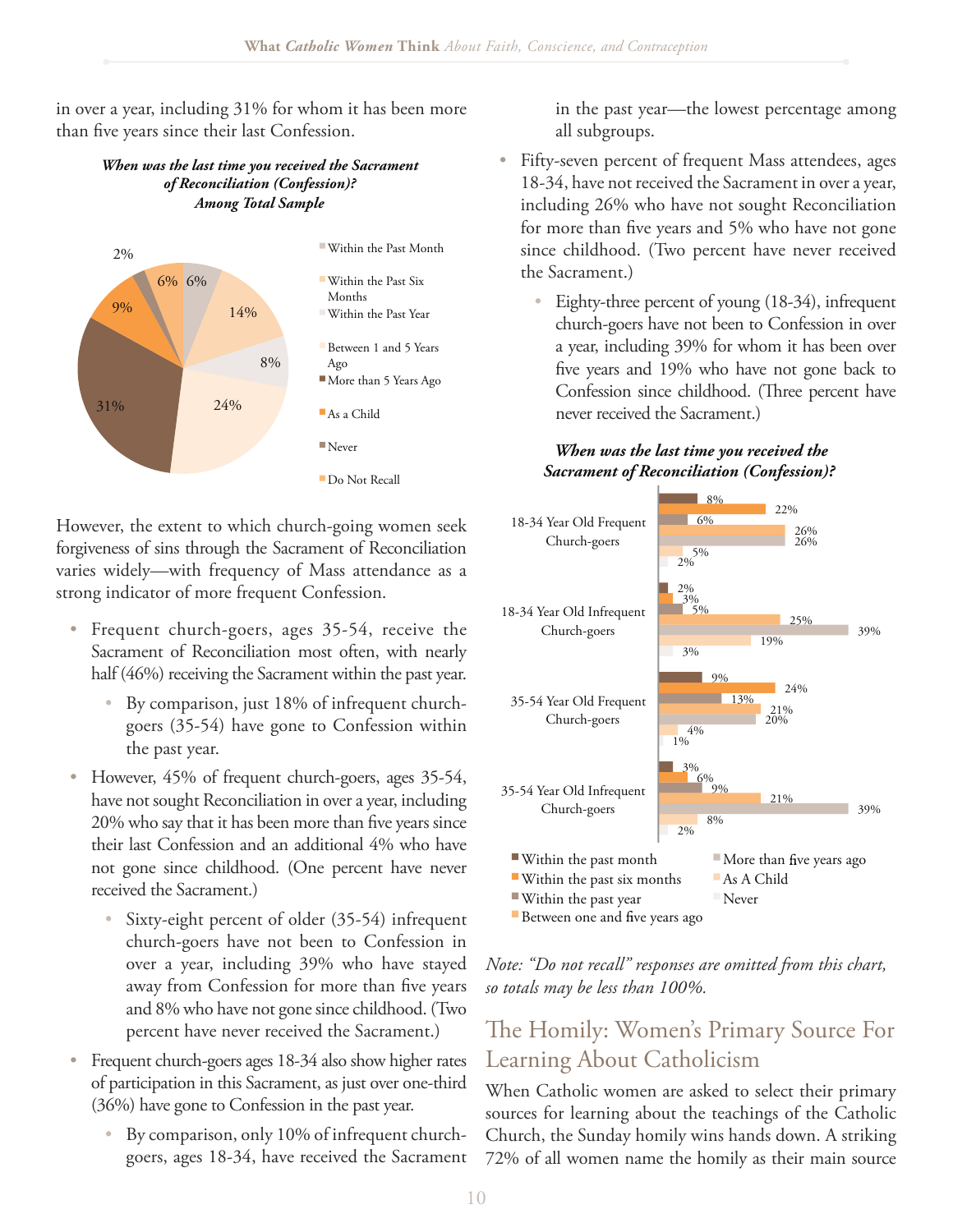in over a year, including 31% for whom it has been more than five years since their last Confession.

***When was the last time you received the Sacrament of Reconciliation (Confession)? Among Total Sample***

| Response | Percent |
|---|---|
| Within the Past Month | 6% |
| Within the Past Six Months | 14% |
| Within the Past Year | 8% |
| Between 1 and 5 Years Ago | 24% |
| More than 5 Years Ago | 31% |
| As a Child | 9% |
| Never | 2% |
| Do Not Recall | 6% |

However, the extent to which church-going women seek forgiveness of sins through the Sacrament of Reconciliation varies widely—with frequency of Mass attendance as a strong indicator of more frequent Confession.

- Frequent church-goers, ages 35-54, receive the Sacrament of Reconciliation most often, with nearly half (46%) receiving the Sacrament within the past year.
  - By comparison, just 18% of infrequent church-goers (35-54) have gone to Confession within the past year.
- However, 45% of frequent church-goers, ages 35-54, have not sought Reconciliation in over a year, including 20% who say that it has been more than five years since their last Confession and an additional 4% who have not gone since childhood. (One percent have never received the Sacrament.)
  - Sixty-eight percent of older (35-54) infrequent church-goers have not been to Confession in over a year, including 39% who have stayed away from Confession for more than five years and 8% who have not gone since childhood. (Two percent have never received the Sacrament.)
- Frequent church-goers ages 18-34 also show higher rates of participation in this Sacrament, as just over one-third (36%) have gone to Confession in the past year.
  - By comparison, only 10% of infrequent church-goers, ages 18-34, have received the Sacrament in the past year—the lowest percentage among all subgroups.
- Fifty-seven percent of frequent Mass attendees, ages 18-34, have not received the Sacrament in over a year, including 26% who have not sought Reconciliation for more than five years and 5% who have not gone since childhood. (Two percent have never received the Sacrament.)
  - Eighty-three percent of young (18-34), infrequent church-goers have not been to Confession in over a year, including 39% for whom it has been over five years and 19% who have not gone back to Confession since childhood. (Three percent have never received the Sacrament.)

***When was the last time you received the Sacrament of Reconciliation (Confession)?***

| | 18-34 Year Old Frequent Church-goers | 18-34 Year Old Infrequent Church-goers | 35-54 Year Old Frequent Church-goers | 35-54 Year Old Infrequent Church-goers |
|---|---|---|---|---|
| Within the past month | 8% | 2% | 9% | 3% |
| Within the past six months | 22% | 3% | 24% | 6% |
| Within the past year | 6% | 5% | 13% | 9% |
| Between one and five years ago | 26% | 25% | 21% | 21% |
| More than five years ago | 26% | 39% | 20% | 39% |
| As A Child | 5% | 19% | 4% | 8% |
| Never | 2% | 3% | 1% | 2% |

*Note: "Do not recall" responses are omitted from this chart, so totals may be less than 100%.*

## The Homily: Women's Primary Source For Learning About Catholicism

When Catholic women are asked to select their primary sources for learning about the teachings of the Catholic Church, the Sunday homily wins hands down. A striking 72% of all women name the homily as their main source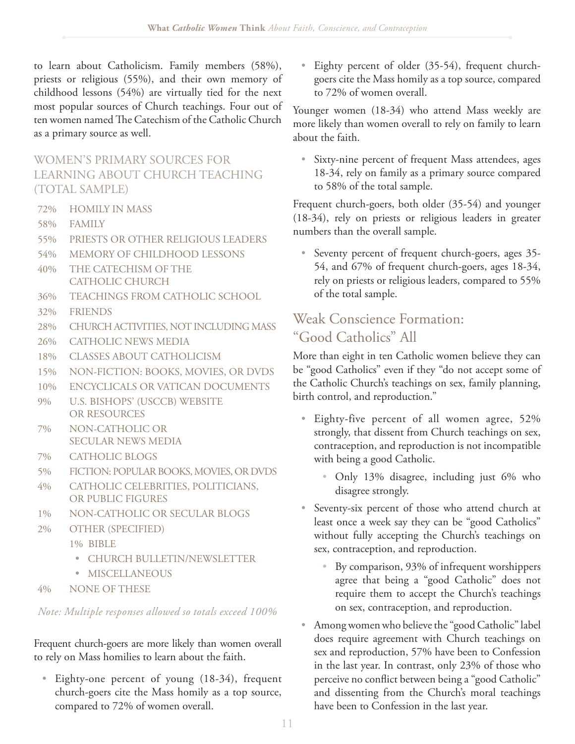to learn about Catholicism. Family members (58%), priests or religious (55%), and their own memory of childhood lessons (54%) are virtually tied for the next most popular sources of Church teachings. Four out of ten women named The Catechism of the Catholic Church as a primary source as well.

### WOMEN'S PRIMARY SOURCES FOR LEARNING ABOUT CHURCH TEACHING (TOTAL SAMPLE)

| | |
|---|---|
| 72% | HOMILY IN MASS |
| 58% | FAMILY |
| 55% | PRIESTS OR OTHER RELIGIOUS LEADERS |
| 54% | MEMORY OF CHILDHOOD LESSONS |
| 40% | THE CATECHISM OF THE CATHOLIC CHURCH |
| 36% | TEACHINGS FROM CATHOLIC SCHOOL |
| 32% | FRIENDS |
| 28% | CHURCH ACTIVITIES, NOT INCLUDING MASS |
| 26% | CATHOLIC NEWS MEDIA |
| 18% | CLASSES ABOUT CATHOLICISM |
| 15% | NON-FICTION: BOOKS, MOVIES, OR DVDS |
| 10% | ENCYCLICALS OR VATICAN DOCUMENTS |
| 9% | U.S. BISHOPS' (USCCB) WEBSITE OR RESOURCES |
| 7% | NON-CATHOLIC OR SECULAR NEWS MEDIA |
| 7% | CATHOLIC BLOGS |
| 5% | FICTION: POPULAR BOOKS, MOVIES, OR DVDS |
| 4% | CATHOLIC CELEBRITIES, POLITICIANS, OR PUBLIC FIGURES |
| 1% | NON-CATHOLIC OR SECULAR BLOGS |
| 2% | OTHER (SPECIFIED) |
| | 1% BIBLE |
| | • CHURCH BULLETIN/NEWSLETTER |
| | • MISCELLANEOUS |
| 4% | NONE OF THESE |

*Note: Multiple responses allowed so totals exceed 100%*

Frequent church-goers are more likely than women overall to rely on Mass homilies to learn about the faith.

- Eighty-one percent of young (18-34), frequent church-goers cite the Mass homily as a top source, compared to 72% of women overall.
- Eighty percent of older (35-54), frequent church-goers cite the Mass homily as a top source, compared to 72% of women overall.

Younger women (18-34) who attend Mass weekly are more likely than women overall to rely on family to learn about the faith.

- Sixty-nine percent of frequent Mass attendees, ages 18-34, rely on family as a primary source compared to 58% of the total sample.

Frequent church-goers, both older (35-54) and younger (18-34), rely on priests or religious leaders in greater numbers than the overall sample.

- Seventy percent of frequent church-goers, ages 35-54, and 67% of frequent church-goers, ages 18-34, rely on priests or religious leaders, compared to 55% of the total sample.

## Weak Conscience Formation: "Good Catholics" All

More than eight in ten Catholic women believe they can be "good Catholics" even if they "do not accept some of the Catholic Church's teachings on sex, family planning, birth control, and reproduction."

- Eighty-five percent of all women agree, 52% strongly, that dissent from Church teachings on sex, contraception, and reproduction is not incompatible with being a good Catholic.
  - Only 13% disagree, including just 6% who disagree strongly.
- Seventy-six percent of those who attend church at least once a week say they can be "good Catholics" without fully accepting the Church's teachings on sex, contraception, and reproduction.
  - By comparison, 93% of infrequent worshippers agree that being a "good Catholic" does not require them to accept the Church's teachings on sex, contraception, and reproduction.
- Among women who believe the "good Catholic" label does require agreement with Church teachings on sex and reproduction, 57% have been to Confession in the last year. In contrast, only 23% of those who perceive no conflict between being a "good Catholic" and dissenting from the Church's moral teachings have been to Confession in the last year.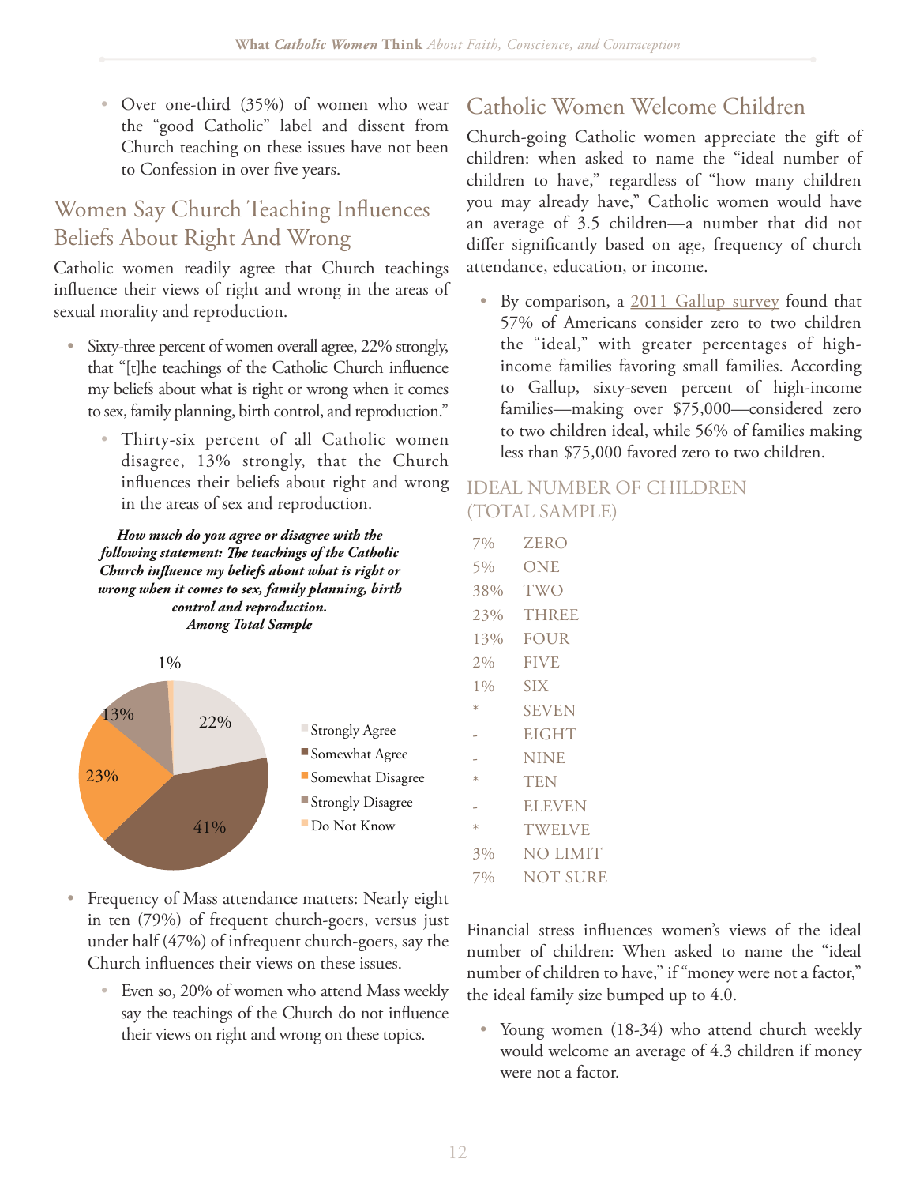- Over one-third (35%) of women who wear the "good Catholic" label and dissent from Church teaching on these issues have not been to Confession in over five years.

## Women Say Church Teaching Influences Beliefs About Right And Wrong

Catholic women readily agree that Church teachings influence their views of right and wrong in the areas of sexual morality and reproduction.

- Sixty-three percent of women overall agree, 22% strongly, that "[t]he teachings of the Catholic Church influence my beliefs about what is right or wrong when it comes to sex, family planning, birth control, and reproduction."
  - Thirty-six percent of all Catholic women disagree, 13% strongly, that the Church influences their beliefs about right and wrong in the areas of sex and reproduction.

***How much do you agree or disagree with the following statement: The teachings of the Catholic Church influence my beliefs about what is right or wrong when it comes to sex, family planning, birth control and reproduction. Among Total Sample***

| Response | Percent |
|---|---|
| Strongly Agree | 22% |
| Somewhat Agree | 41% |
| Somewhat Disagree | 23% |
| Strongly Disagree | 13% |
| Do Not Know | 1% |

- Frequency of Mass attendance matters: Nearly eight in ten (79%) of frequent church-goers, versus just under half (47%) of infrequent church-goers, say the Church influences their views on these issues.
  - Even so, 20% of women who attend Mass weekly say the teachings of the Church do not influence their views on right and wrong on these topics.

## Catholic Women Welcome Children

Church-going Catholic women appreciate the gift of children: when asked to name the "ideal number of children to have," regardless of "how many children you may already have," Catholic women would have an average of 3.5 children—a number that did not differ significantly based on age, frequency of church attendance, education, or income.

- By comparison, a 2011 Gallup survey found that 57% of Americans consider zero to two children the "ideal," with greater percentages of high-income families favoring small families. According to Gallup, sixty-seven percent of high-income families—making over $75,000—considered zero to two children ideal, while 56% of families making less than $75,000 favored zero to two children.

### IDEAL NUMBER OF CHILDREN (TOTAL SAMPLE)

| Percent | Number |
|---|---|
| 7% | ZERO |
| 5% | ONE |
| 38% | TWO |
| 23% | THREE |
| 13% | FOUR |
| 2% | FIVE |
| 1% | SIX |
| * | SEVEN |
| - | EIGHT |
| - | NINE |
| * | TEN |
| - | ELEVEN |
| * | TWELVE |
| 3% | NO LIMIT |
| 7% | NOT SURE |

Financial stress influences women's views of the ideal number of children: When asked to name the "ideal number of children to have," if "money were not a factor," the ideal family size bumped up to 4.0.

- Young women (18-34) who attend church weekly would welcome an average of 4.3 children if money were not a factor.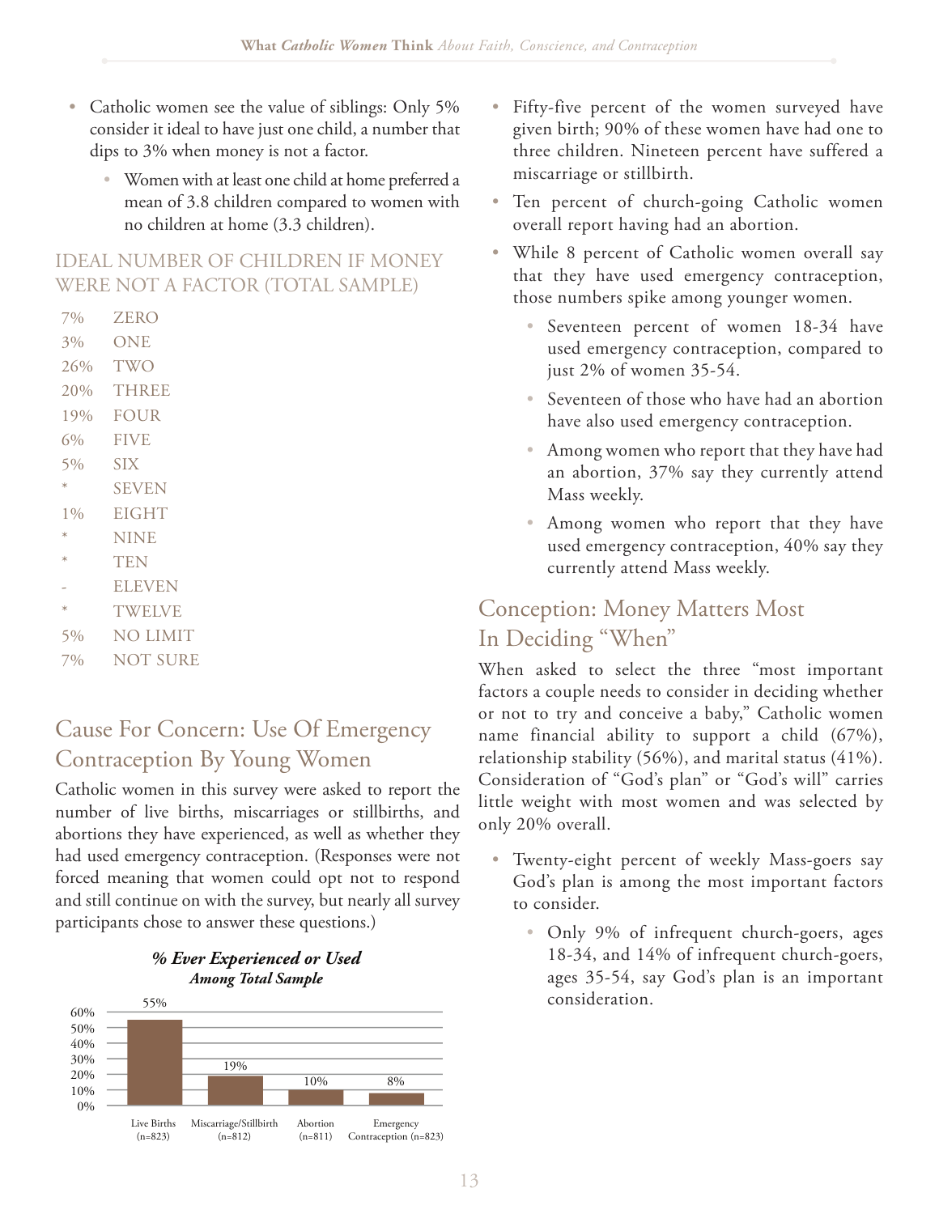- Catholic women see the value of siblings: Only 5% consider it ideal to have just one child, a number that dips to 3% when money is not a factor.
  - Women with at least one child at home preferred a mean of 3.8 children compared to women with no children at home (3.3 children).

### IDEAL NUMBER OF CHILDREN IF MONEY WERE NOT A FACTOR (TOTAL SAMPLE)

| | |
|---|---|
| 7% | ZERO |
| 3% | ONE |
| 26% | TWO |
| 20% | THREE |
| 19% | FOUR |
| 6% | FIVE |
| 5% | SIX |
| * | SEVEN |
| 1% | EIGHT |
| * | NINE |
| * | TEN |
| - | ELEVEN |
| * | TWELVE |
| 5% | NO LIMIT |
| 7% | NOT SURE |

## Cause For Concern: Use Of Emergency Contraception By Young Women

Catholic women in this survey were asked to report the number of live births, miscarriages or stillbirths, and abortions they have experienced, as well as whether they had used emergency contraception. (Responses were not forced meaning that women could opt not to respond and still continue on with the survey, but nearly all survey participants chose to answer these questions.)

***% Ever Experienced or Used Among Total Sample***

| Category | % |
|---|---|
| Live Births (n=823) | 55% |
| Miscarriage/Stillbirth (n=812) | 19% |
| Abortion (n=811) | 10% |
| Emergency Contraception (n=823) | 8% |

- Fifty-five percent of the women surveyed have given birth; 90% of these women have had one to three children. Nineteen percent have suffered a miscarriage or stillbirth.
- Ten percent of church-going Catholic women overall report having had an abortion.
- While 8 percent of Catholic women overall say that they have used emergency contraception, those numbers spike among younger women.
  - Seventeen percent of women 18-34 have used emergency contraception, compared to just 2% of women 35-54.
  - Seventeen of those who have had an abortion have also used emergency contraception.
  - Among women who report that they have had an abortion, 37% say they currently attend Mass weekly.
  - Among women who report that they have used emergency contraception, 40% say they currently attend Mass weekly.

## Conception: Money Matters Most In Deciding "When"

When asked to select the three "most important factors a couple needs to consider in deciding whether or not to try and conceive a baby," Catholic women name financial ability to support a child (67%), relationship stability (56%), and marital status (41%). Consideration of "God's plan" or "God's will" carries little weight with most women and was selected by only 20% overall.

- Twenty-eight percent of weekly Mass-goers say God's plan is among the most important factors to consider.
  - Only 9% of infrequent church-goers, ages 18-34, and 14% of infrequent church-goers, ages 35-54, say God's plan is an important consideration.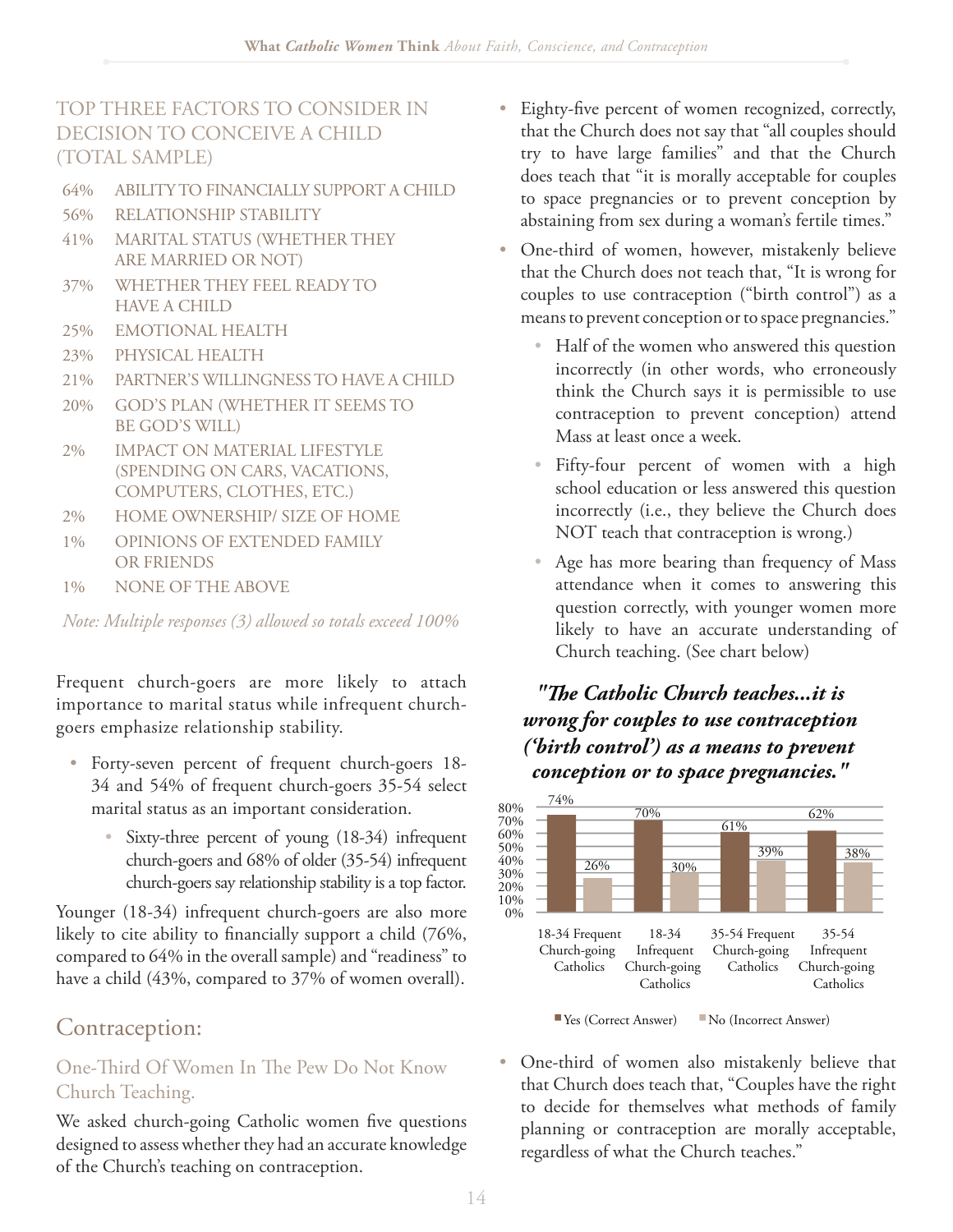## TOP THREE FACTORS TO CONSIDER IN DECISION TO CONCEIVE A CHILD (TOTAL SAMPLE)

| | |
|---|---|
| 64% | ABILITY TO FINANCIALLY SUPPORT A CHILD |
| 56% | RELATIONSHIP STABILITY |
| 41% | MARITAL STATUS (WHETHER THEY ARE MARRIED OR NOT) |
| 37% | WHETHER THEY FEEL READY TO HAVE A CHILD |
| 25% | EMOTIONAL HEALTH |
| 23% | PHYSICAL HEALTH |
| 21% | PARTNER'S WILLINGNESS TO HAVE A CHILD |
| 20% | GOD'S PLAN (WHETHER IT SEEMS TO BE GOD'S WILL) |
| 2% | IMPACT ON MATERIAL LIFESTYLE (SPENDING ON CARS, VACATIONS, COMPUTERS, CLOTHES, ETC.) |
| 2% | HOME OWNERSHIP/ SIZE OF HOME |
| 1% | OPINIONS OF EXTENDED FAMILY OR FRIENDS |
| 1% | NONE OF THE ABOVE |

*Note: Multiple responses (3) allowed so totals exceed 100%*

Frequent church-goers are more likely to attach importance to marital status while infrequent church-goers emphasize relationship stability.

- Forty-seven percent of frequent church-goers 18-34 and 54% of frequent church-goers 35-54 select marital status as an important consideration.
  - Sixty-three percent of young (18-34) infrequent church-goers and 68% of older (35-54) infrequent church-goers say relationship stability is a top factor.

Younger (18-34) infrequent church-goers are also more likely to cite ability to financially support a child (76%, compared to 64% in the overall sample) and "readiness" to have a child (43%, compared to 37% of women overall).

## Contraception:

### One-Third Of Women In The Pew Do Not Know Church Teaching.

We asked church-going Catholic women five questions designed to assess whether they had an accurate knowledge of the Church's teaching on contraception.

- Eighty-five percent of women recognized, correctly, that the Church does not say that "all couples should try to have large families" and that the Church does teach that "it is morally acceptable for couples to space pregnancies or to prevent conception by abstaining from sex during a woman's fertile times."
- One-third of women, however, mistakenly believe that the Church does not teach that, "It is wrong for couples to use contraception ("birth control") as a means to prevent conception or to space pregnancies."
  - Half of the women who answered this question incorrectly (in other words, who erroneously think the Church says it is permissible to use contraception to prevent conception) attend Mass at least once a week.
  - Fifty-four percent of women with a high school education or less answered this question incorrectly (i.e., they believe the Church does NOT teach that contraception is wrong.)
  - Age has more bearing than frequency of Mass attendance when it comes to answering this question correctly, with younger women more likely to have an accurate understanding of Church teaching. (See chart below)

***"The Catholic Church teaches...it is wrong for couples to use contraception ('birth control') as a means to prevent conception or to space pregnancies."***

| | Yes (Correct Answer) | No (Incorrect Answer) |
|---|---|---|
| 18-34 Frequent Church-going Catholics | 74% | 26% |
| 18-34 Infrequent Church-going Catholics | 70% | 30% |
| 35-54 Frequent Church-going Catholics | 61% | 39% |
| 35-54 Infrequent Church-going Catholics | 62% | 38% |

- One-third of women also mistakenly believe that that Church does teach that, "Couples have the right to decide for themselves what methods of family planning or contraception are morally acceptable, regardless of what the Church teaches."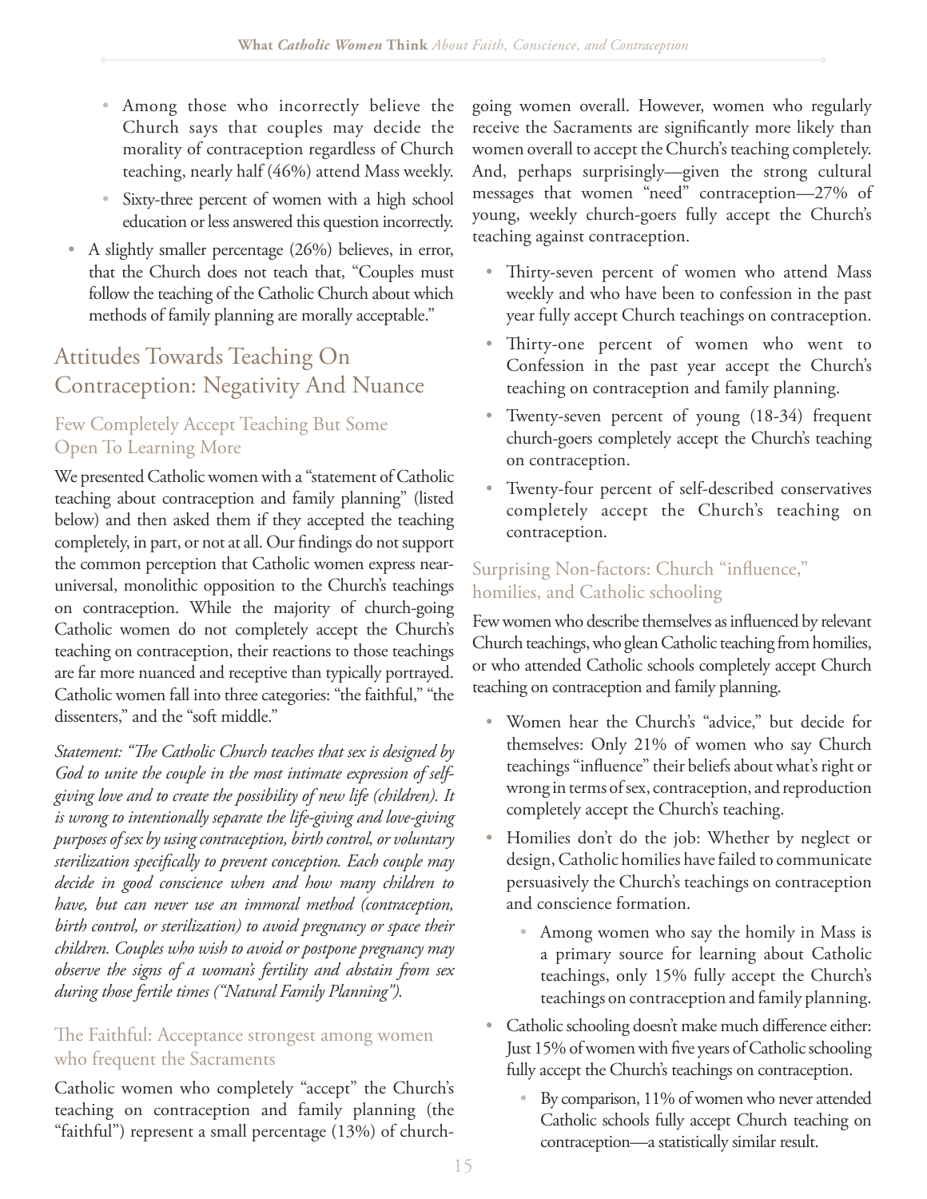- Among those who incorrectly believe the Church says that couples may decide the morality of contraception regardless of Church teaching, nearly half (46%) attend Mass weekly.
- Sixty-three percent of women with a high school education or less answered this question incorrectly.

- A slightly smaller percentage (26%) believes, in error, that the Church does not teach that, "Couples must follow the teaching of the Catholic Church about which methods of family planning are morally acceptable."

## Attitudes Towards Teaching On Contraception: Negativity And Nuance

### Few Completely Accept Teaching But Some Open To Learning More

We presented Catholic women with a "statement of Catholic teaching about contraception and family planning" (listed below) and then asked them if they accepted the teaching completely, in part, or not at all. Our findings do not support the common perception that Catholic women express near-universal, monolithic opposition to the Church's teachings on contraception. While the majority of church-going Catholic women do not completely accept the Church's teaching on contraception, their reactions to those teachings are far more nuanced and receptive than typically portrayed. Catholic women fall into three categories: "the faithful," "the dissenters," and the "soft middle."

*Statement: "The Catholic Church teaches that sex is designed by God to unite the couple in the most intimate expression of self-giving love and to create the possibility of new life (children). It is wrong to intentionally separate the life-giving and love-giving purposes of sex by using contraception, birth control, or voluntary sterilization specifically to prevent conception. Each couple may decide in good conscience when and how many children to have, but can never use an immoral method (contraception, birth control, or sterilization) to avoid pregnancy or space their children. Couples who wish to avoid or postpone pregnancy may observe the signs of a woman's fertility and abstain from sex during those fertile times ("Natural Family Planning").*

### The Faithful: Acceptance strongest among women who frequent the Sacraments

Catholic women who completely "accept" the Church's teaching on contraception and family planning (the "faithful") represent a small percentage (13%) of church-going women overall. However, women who regularly receive the Sacraments are significantly more likely than women overall to accept the Church's teaching completely. And, perhaps surprisingly—given the strong cultural messages that women "need" contraception—27% of young, weekly church-goers fully accept the Church's teaching against contraception.

- Thirty-seven percent of women who attend Mass weekly and who have been to confession in the past year fully accept Church teachings on contraception.
- Thirty-one percent of women who went to Confession in the past year accept the Church's teaching on contraception and family planning.
- Twenty-seven percent of young (18-34) frequent church-goers completely accept the Church's teaching on contraception.
- Twenty-four percent of self-described conservatives completely accept the Church's teaching on contraception.

### Surprising Non-factors: Church "influence," homilies, and Catholic schooling

Few women who describe themselves as influenced by relevant Church teachings, who glean Catholic teaching from homilies, or who attended Catholic schools completely accept Church teaching on contraception and family planning.

- Women hear the Church's "advice," but decide for themselves: Only 21% of women who say Church teachings "influence" their beliefs about what's right or wrong in terms of sex, contraception, and reproduction completely accept the Church's teaching.
- Homilies don't do the job: Whether by neglect or design, Catholic homilies have failed to communicate persuasively the Church's teachings on contraception and conscience formation.
  - Among women who say the homily in Mass is a primary source for learning about Catholic teachings, only 15% fully accept the Church's teachings on contraception and family planning.
- Catholic schooling doesn't make much difference either: Just 15% of women with five years of Catholic schooling fully accept the Church's teachings on contraception.
  - By comparison, 11% of women who never attended Catholic schools fully accept Church teaching on contraception—a statistically similar result.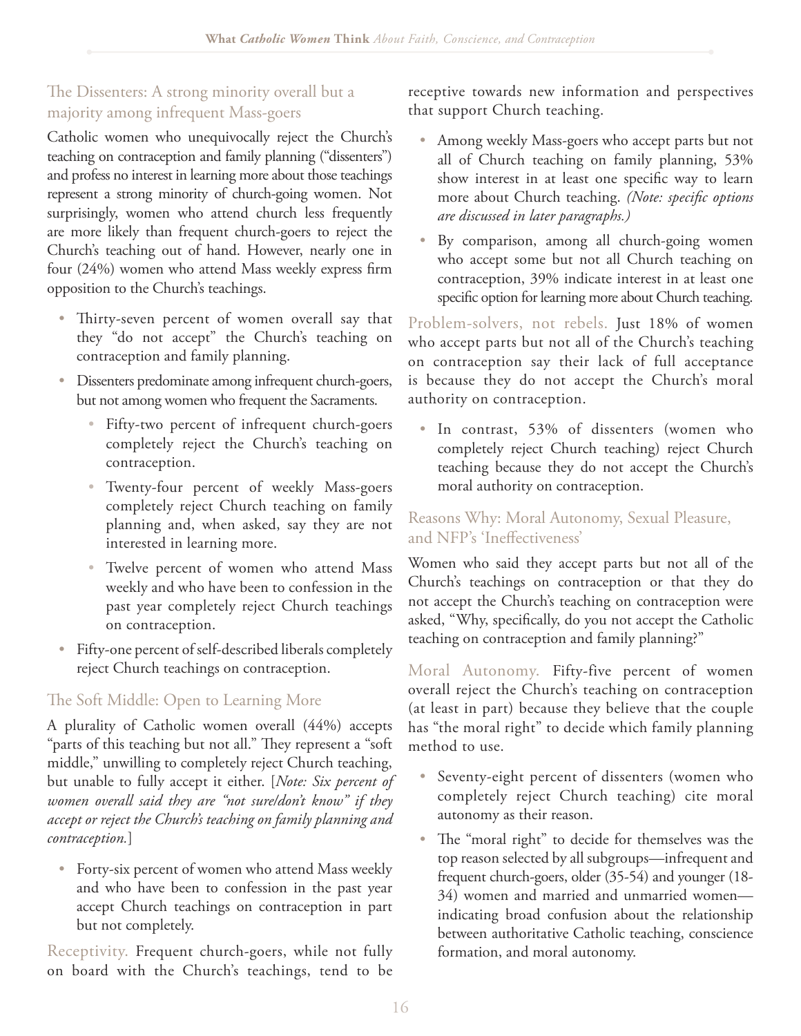## The Dissenters: A strong minority overall but a majority among infrequent Mass-goers

Catholic women who unequivocally reject the Church's teaching on contraception and family planning ("dissenters") and profess no interest in learning more about those teachings represent a strong minority of church-going women. Not surprisingly, women who attend church less frequently are more likely than frequent church-goers to reject the Church's teaching out of hand. However, nearly one in four (24%) women who attend Mass weekly express firm opposition to the Church's teachings.

- Thirty-seven percent of women overall say that they "do not accept" the Church's teaching on contraception and family planning.
- Dissenters predominate among infrequent church-goers, but not among women who frequent the Sacraments.
  - Fifty-two percent of infrequent church-goers completely reject the Church's teaching on contraception.
  - Twenty-four percent of weekly Mass-goers completely reject Church teaching on family planning and, when asked, say they are not interested in learning more.
  - Twelve percent of women who attend Mass weekly and who have been to confession in the past year completely reject Church teachings on contraception.
- Fifty-one percent of self-described liberals completely reject Church teachings on contraception.

## The Soft Middle: Open to Learning More

A plurality of Catholic women overall (44%) accepts "parts of this teaching but not all." They represent a "soft middle," unwilling to completely reject Church teaching, but unable to fully accept it either. [*Note: Six percent of women overall said they are "not sure/don't know" if they accept or reject the Church's teaching on family planning and contraception.*]

- Forty-six percent of women who attend Mass weekly and who have been to confession in the past year accept Church teachings on contraception in part but not completely.

Receptivity. Frequent church-goers, while not fully on board with the Church's teachings, tend to be receptive towards new information and perspectives that support Church teaching.

- Among weekly Mass-goers who accept parts but not all of Church teaching on family planning, 53% show interest in at least one specific way to learn more about Church teaching. *(Note: specific options are discussed in later paragraphs.)*
- By comparison, among all church-going women who accept some but not all Church teaching on contraception, 39% indicate interest in at least one specific option for learning more about Church teaching.

Problem-solvers, not rebels. Just 18% of women who accept parts but not all of the Church's teaching on contraception say their lack of full acceptance is because they do not accept the Church's moral authority on contraception.

- In contrast, 53% of dissenters (women who completely reject Church teaching) reject Church teaching because they do not accept the Church's moral authority on contraception.

## Reasons Why: Moral Autonomy, Sexual Pleasure, and NFP's 'Ineffectiveness'

Women who said they accept parts but not all of the Church's teachings on contraception or that they do not accept the Church's teaching on contraception were asked, "Why, specifically, do you not accept the Catholic teaching on contraception and family planning?"

Moral Autonomy. Fifty-five percent of women overall reject the Church's teaching on contraception (at least in part) because they believe that the couple has "the moral right" to decide which family planning method to use.

- Seventy-eight percent of dissenters (women who completely reject Church teaching) cite moral autonomy as their reason.
- The "moral right" to decide for themselves was the top reason selected by all subgroups—infrequent and frequent church-goers, older (35-54) and younger (18-34) women and married and unmarried women—indicating broad confusion about the relationship between authoritative Catholic teaching, conscience formation, and moral autonomy.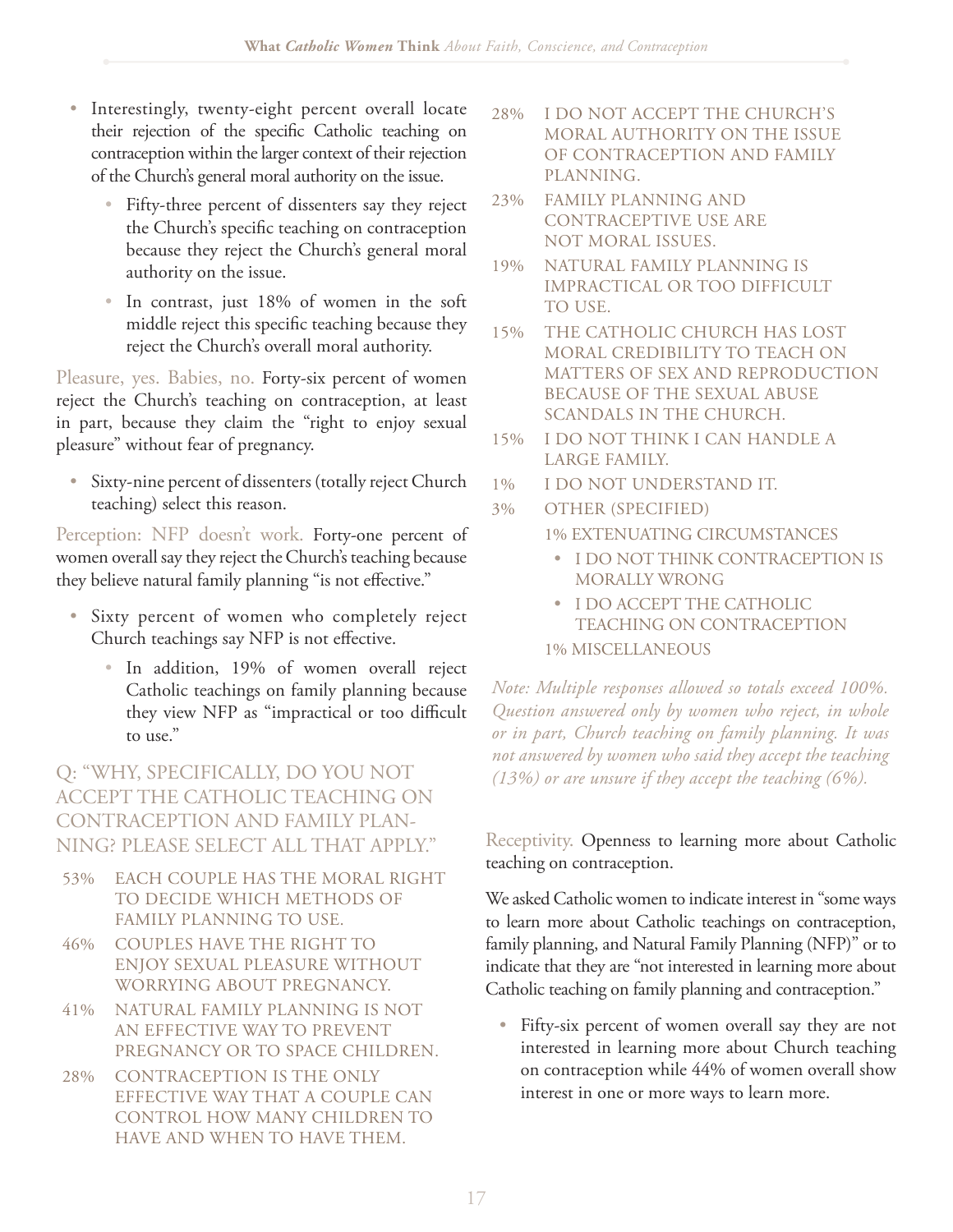- Interestingly, twenty-eight percent overall locate their rejection of the specific Catholic teaching on contraception within the larger context of their rejection of the Church's general moral authority on the issue.
    - Fifty-three percent of dissenters say they reject the Church's specific teaching on contraception because they reject the Church's general moral authority on the issue.
    - In contrast, just 18% of women in the soft middle reject this specific teaching because they reject the Church's overall moral authority.

Pleasure, yes. Babies, no. Forty-six percent of women reject the Church's teaching on contraception, at least in part, because they claim the "right to enjoy sexual pleasure" without fear of pregnancy.

- Sixty-nine percent of dissenters (totally reject Church teaching) select this reason.

Perception: NFP doesn't work. Forty-one percent of women overall say they reject the Church's teaching because they believe natural family planning "is not effective."

- Sixty percent of women who completely reject Church teachings say NFP is not effective.
    - In addition, 19% of women overall reject Catholic teachings on family planning because they view NFP as "impractical or too difficult to use."

### Q: "WHY, SPECIFICALLY, DO YOU NOT ACCEPT THE CATHOLIC TEACHING ON CONTRACEPTION AND FAMILY PLANNING? PLEASE SELECT ALL THAT APPLY."

53% EACH COUPLE HAS THE MORAL RIGHT TO DECIDE WHICH METHODS OF FAMILY PLANNING TO USE.

46% COUPLES HAVE THE RIGHT TO ENJOY SEXUAL PLEASURE WITHOUT WORRYING ABOUT PREGNANCY.

41% NATURAL FAMILY PLANNING IS NOT AN EFFECTIVE WAY TO PREVENT PREGNANCY OR TO SPACE CHILDREN.

28% CONTRACEPTION IS THE ONLY EFFECTIVE WAY THAT A COUPLE CAN CONTROL HOW MANY CHILDREN TO HAVE AND WHEN TO HAVE THEM.

28% I DO NOT ACCEPT THE CHURCH'S MORAL AUTHORITY ON THE ISSUE OF CONTRACEPTION AND FAMILY PLANNING.

23% FAMILY PLANNING AND CONTRACEPTIVE USE ARE NOT MORAL ISSUES.

19% NATURAL FAMILY PLANNING IS IMPRACTICAL OR TOO DIFFICULT TO USE.

15% THE CATHOLIC CHURCH HAS LOST MORAL CREDIBILITY TO TEACH ON MATTERS OF SEX AND REPRODUCTION BECAUSE OF THE SEXUAL ABUSE SCANDALS IN THE CHURCH.

15% I DO NOT THINK I CAN HANDLE A LARGE FAMILY.

1% I DO NOT UNDERSTAND IT.

3% OTHER (SPECIFIED)

1% EXTENUATING CIRCUMSTANCES

- I DO NOT THINK CONTRACEPTION IS MORALLY WRONG
- I DO ACCEPT THE CATHOLIC TEACHING ON CONTRACEPTION

1% MISCELLANEOUS

*Note: Multiple responses allowed so totals exceed 100%. Question answered only by women who reject, in whole or in part, Church teaching on family planning. It was not answered by women who said they accept the teaching (13%) or are unsure if they accept the teaching (6%).*

Receptivity. Openness to learning more about Catholic teaching on contraception.

We asked Catholic women to indicate interest in "some ways to learn more about Catholic teachings on contraception, family planning, and Natural Family Planning (NFP)" or to indicate that they are "not interested in learning more about Catholic teaching on family planning and contraception."

- Fifty-six percent of women overall say they are not interested in learning more about Church teaching on contraception while 44% of women overall show interest in one or more ways to learn more.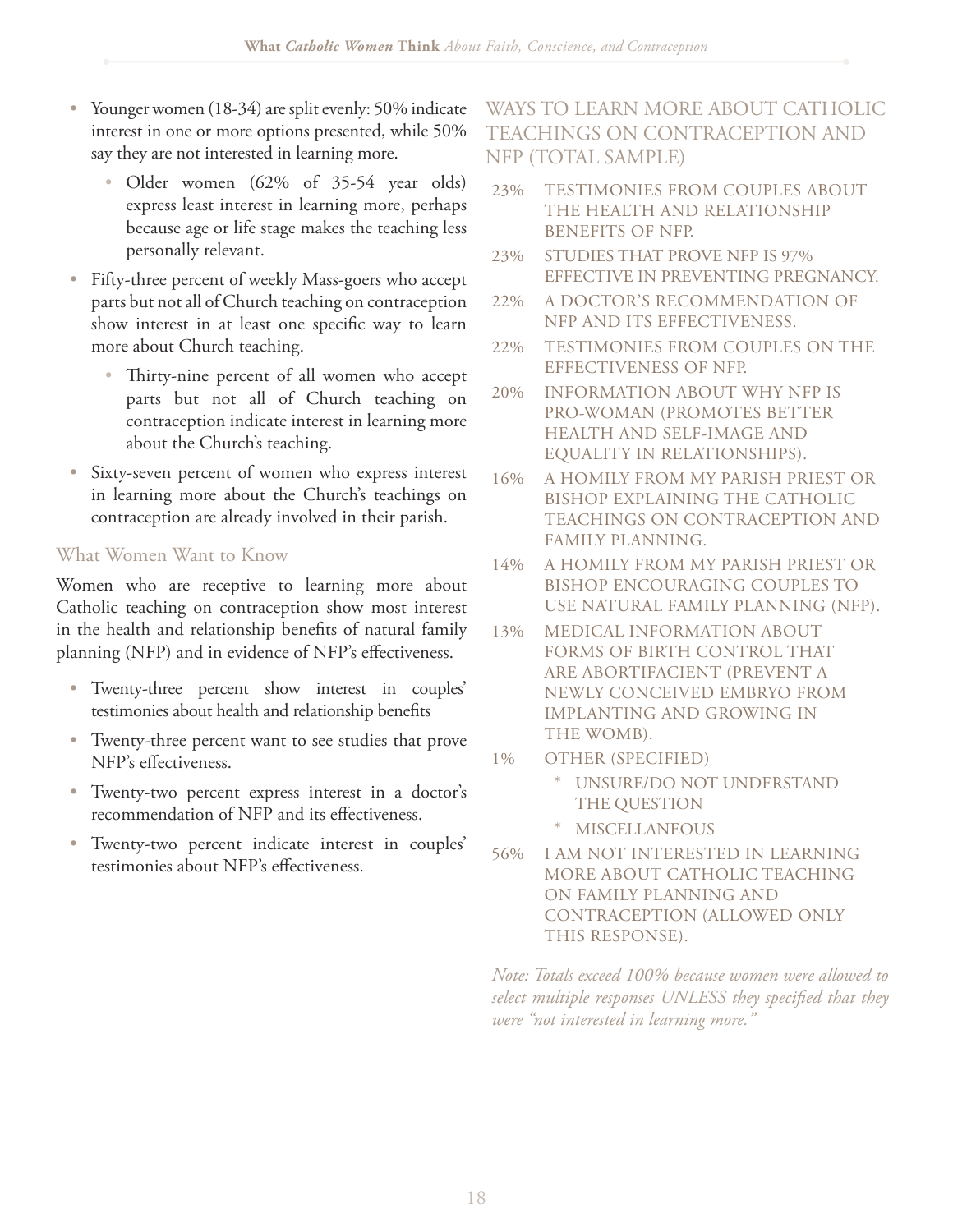- Younger women (18-34) are split evenly: 50% indicate interest in one or more options presented, while 50% say they are not interested in learning more.
  - Older women (62% of 35-54 year olds) express least interest in learning more, perhaps because age or life stage makes the teaching less personally relevant.
- Fifty-three percent of weekly Mass-goers who accept parts but not all of Church teaching on contraception show interest in at least one specific way to learn more about Church teaching.
  - Thirty-nine percent of all women who accept parts but not all of Church teaching on contraception indicate interest in learning more about the Church's teaching.
- Sixty-seven percent of women who express interest in learning more about the Church's teachings on contraception are already involved in their parish.

### What Women Want to Know

Women who are receptive to learning more about Catholic teaching on contraception show most interest in the health and relationship benefits of natural family planning (NFP) and in evidence of NFP's effectiveness.

- Twenty-three percent show interest in couples' testimonies about health and relationship benefits
- Twenty-three percent want to see studies that prove NFP's effectiveness.
- Twenty-two percent express interest in a doctor's recommendation of NFP and its effectiveness.
- Twenty-two percent indicate interest in couples' testimonies about NFP's effectiveness.

### WAYS TO LEARN MORE ABOUT CATHOLIC TEACHINGS ON CONTRACEPTION AND NFP (TOTAL SAMPLE)

| | |
|---|---|
| 23% | TESTIMONIES FROM COUPLES ABOUT THE HEALTH AND RELATIONSHIP BENEFITS OF NFP. |
| 23% | STUDIES THAT PROVE NFP IS 97% EFFECTIVE IN PREVENTING PREGNANCY. |
| 22% | A DOCTOR'S RECOMMENDATION OF NFP AND ITS EFFECTIVENESS. |
| 22% | TESTIMONIES FROM COUPLES ON THE EFFECTIVENESS OF NFP. |
| 20% | INFORMATION ABOUT WHY NFP IS PRO-WOMAN (PROMOTES BETTER HEALTH AND SELF-IMAGE AND EQUALITY IN RELATIONSHIPS). |
| 16% | A HOMILY FROM MY PARISH PRIEST OR BISHOP EXPLAINING THE CATHOLIC TEACHINGS ON CONTRACEPTION AND FAMILY PLANNING. |
| 14% | A HOMILY FROM MY PARISH PRIEST OR BISHOP ENCOURAGING COUPLES TO USE NATURAL FAMILY PLANNING (NFP). |
| 13% | MEDICAL INFORMATION ABOUT FORMS OF BIRTH CONTROL THAT ARE ABORTIFACIENT (PREVENT A NEWLY CONCEIVED EMBRYO FROM IMPLANTING AND GROWING IN THE WOMB). |
| 1% | OTHER (SPECIFIED)<br>* UNSURE/DO NOT UNDERSTAND THE QUESTION<br>* MISCELLANEOUS |
| 56% | I AM NOT INTERESTED IN LEARNING MORE ABOUT CATHOLIC TEACHING ON FAMILY PLANNING AND CONTRACEPTION (ALLOWED ONLY THIS RESPONSE). |

*Note: Totals exceed 100% because women were allowed to select multiple responses UNLESS they specified that they were "not interested in learning more."*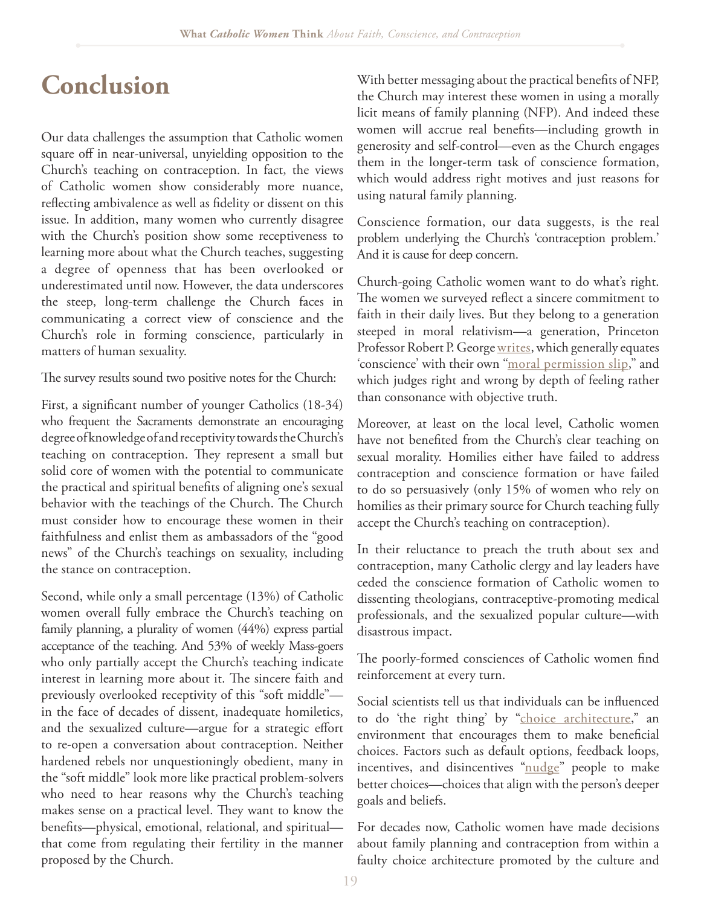# Conclusion

Our data challenges the assumption that Catholic women square off in near-universal, unyielding opposition to the Church's teaching on contraception. In fact, the views of Catholic women show considerably more nuance, reflecting ambivalence as well as fidelity or dissent on this issue. In addition, many women who currently disagree with the Church's position show some receptiveness to learning more about what the Church teaches, suggesting a degree of openness that has been overlooked or underestimated until now. However, the data underscores the steep, long-term challenge the Church faces in communicating a correct view of conscience and the Church's role in forming conscience, particularly in matters of human sexuality.

The survey results sound two positive notes for the Church:

First, a significant number of younger Catholics (18-34) who frequent the Sacraments demonstrate an encouraging degree of knowledge of and receptivity towards the Church's teaching on contraception. They represent a small but solid core of women with the potential to communicate the practical and spiritual benefits of aligning one's sexual behavior with the teachings of the Church. The Church must consider how to encourage these women in their faithfulness and enlist them as ambassadors of the "good news" of the Church's teachings on sexuality, including the stance on contraception.

Second, while only a small percentage (13%) of Catholic women overall fully embrace the Church's teaching on family planning, a plurality of women (44%) express partial acceptance of the teaching. And 53% of weekly Mass-goers who only partially accept the Church's teaching indicate interest in learning more about it. The sincere faith and previously overlooked receptivity of this "soft middle"—in the face of decades of dissent, inadequate homiletics, and the sexualized culture—argue for a strategic effort to re-open a conversation about contraception. Neither hardened rebels nor unquestioningly obedient, many in the "soft middle" look more like practical problem-solvers who need to hear reasons why the Church's teaching makes sense on a practical level. They want to know the benefits—physical, emotional, relational, and spiritual—that come from regulating their fertility in the manner proposed by the Church.

With better messaging about the practical benefits of NFP, the Church may interest these women in using a morally licit means of family planning (NFP). And indeed these women will accrue real benefits—including growth in generosity and self-control—even as the Church engages them in the longer-term task of conscience formation, which would address right motives and just reasons for using natural family planning.

Conscience formation, our data suggests, is the real problem underlying the Church's 'contraception problem.' And it is cause for deep concern.

Church-going Catholic women want to do what's right. The women we surveyed reflect a sincere commitment to faith in their daily lives. But they belong to a generation steeped in moral relativism—a generation, Princeton Professor Robert P. George writes, which generally equates 'conscience' with their own "moral permission slip," and which judges right and wrong by depth of feeling rather than consonance with objective truth.

Moreover, at least on the local level, Catholic women have not benefited from the Church's clear teaching on sexual morality. Homilies either have failed to address contraception and conscience formation or have failed to do so persuasively (only 15% of women who rely on homilies as their primary source for Church teaching fully accept the Church's teaching on contraception).

In their reluctance to preach the truth about sex and contraception, many Catholic clergy and lay leaders have ceded the conscience formation of Catholic women to dissenting theologians, contraceptive-promoting medical professionals, and the sexualized popular culture—with disastrous impact.

The poorly-formed consciences of Catholic women find reinforcement at every turn.

Social scientists tell us that individuals can be influenced to do 'the right thing' by "choice architecture," an environment that encourages them to make beneficial choices. Factors such as default options, feedback loops, incentives, and disincentives "nudge" people to make better choices—choices that align with the person's deeper goals and beliefs.

For decades now, Catholic women have made decisions about family planning and contraception from within a faulty choice architecture promoted by the culture and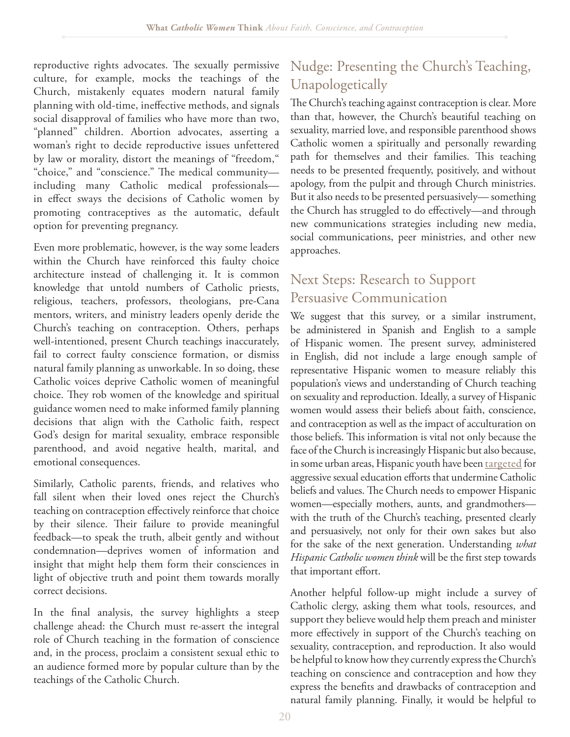reproductive rights advocates. The sexually permissive culture, for example, mocks the teachings of the Church, mistakenly equates modern natural family planning with old-time, ineffective methods, and signals social disapproval of families who have more than two, "planned" children. Abortion advocates, asserting a woman's right to decide reproductive issues unfettered by law or morality, distort the meanings of "freedom," "choice," and "conscience." The medical community—including many Catholic medical professionals—in effect sways the decisions of Catholic women by promoting contraceptives as the automatic, default option for preventing pregnancy.

Even more problematic, however, is the way some leaders within the Church have reinforced this faulty choice architecture instead of challenging it. It is common knowledge that untold numbers of Catholic priests, religious, teachers, professors, theologians, pre-Cana mentors, writers, and ministry leaders openly deride the Church's teaching on contraception. Others, perhaps well-intentioned, present Church teachings inaccurately, fail to correct faulty conscience formation, or dismiss natural family planning as unworkable. In so doing, these Catholic voices deprive Catholic women of meaningful choice. They rob women of the knowledge and spiritual guidance women need to make informed family planning decisions that align with the Catholic faith, respect God's design for marital sexuality, embrace responsible parenthood, and avoid negative health, marital, and emotional consequences.

Similarly, Catholic parents, friends, and relatives who fall silent when their loved ones reject the Church's teaching on contraception effectively reinforce that choice by their silence. Their failure to provide meaningful feedback—to speak the truth, albeit gently and without condemnation—deprives women of information and insight that might help them form their consciences in light of objective truth and point them towards morally correct decisions.

In the final analysis, the survey highlights a steep challenge ahead: the Church must re-assert the integral role of Church teaching in the formation of conscience and, in the process, proclaim a consistent sexual ethic to an audience formed more by popular culture than by the teachings of the Catholic Church.

## Nudge: Presenting the Church's Teaching, Unapologetically

The Church's teaching against contraception is clear. More than that, however, the Church's beautiful teaching on sexuality, married love, and responsible parenthood shows Catholic women a spiritually and personally rewarding path for themselves and their families. This teaching needs to be presented frequently, positively, and without apology, from the pulpit and through Church ministries. But it also needs to be presented persuasively— something the Church has struggled to do effectively—and through new communications strategies including new media, social communications, peer ministries, and other new approaches.

## Next Steps: Research to Support Persuasive Communication

We suggest that this survey, or a similar instrument, be administered in Spanish and English to a sample of Hispanic women. The present survey, administered in English, did not include a large enough sample of representative Hispanic women to measure reliably this population's views and understanding of Church teaching on sexuality and reproduction. Ideally, a survey of Hispanic women would assess their beliefs about faith, conscience, and contraception as well as the impact of acculturation on those beliefs. This information is vital not only because the face of the Church is increasingly Hispanic but also because, in some urban areas, Hispanic youth have been targeted for aggressive sexual education efforts that undermine Catholic beliefs and values. The Church needs to empower Hispanic women—especially mothers, aunts, and grandmothers—with the truth of the Church's teaching, presented clearly and persuasively, not only for their own sakes but also for the sake of the next generation. Understanding *what Hispanic Catholic women think* will be the first step towards that important effort.

Another helpful follow-up might include a survey of Catholic clergy, asking them what tools, resources, and support they believe would help them preach and minister more effectively in support of the Church's teaching on sexuality, contraception, and reproduction. It also would be helpful to know how they currently express the Church's teaching on conscience and contraception and how they express the benefits and drawbacks of contraception and natural family planning. Finally, it would be helpful to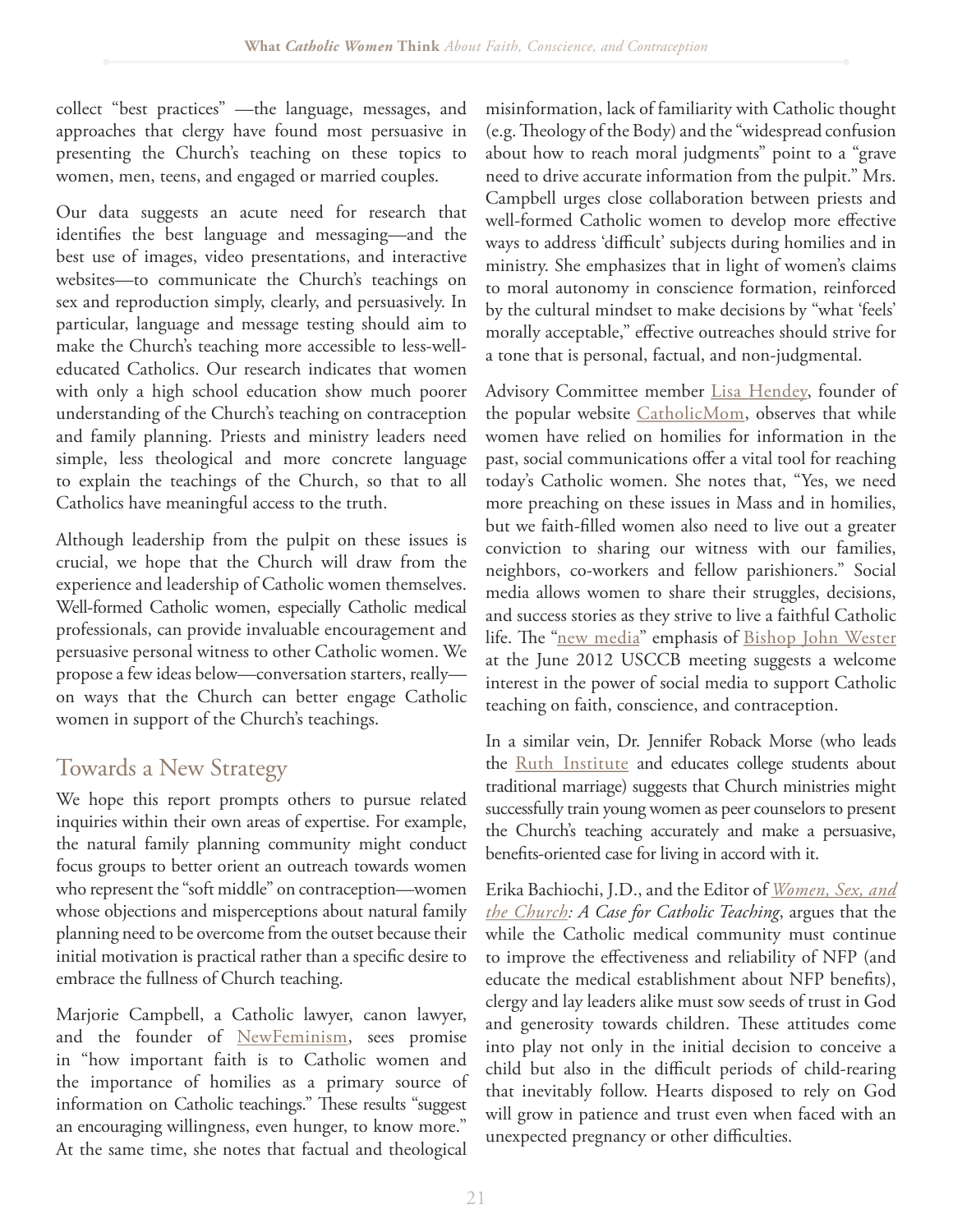collect "best practices" —the language, messages, and approaches that clergy have found most persuasive in presenting the Church's teaching on these topics to women, men, teens, and engaged or married couples.

Our data suggests an acute need for research that identifies the best language and messaging—and the best use of images, video presentations, and interactive websites—to communicate the Church's teachings on sex and reproduction simply, clearly, and persuasively. In particular, language and message testing should aim to make the Church's teaching more accessible to less-well-educated Catholics. Our research indicates that women with only a high school education show much poorer understanding of the Church's teaching on contraception and family planning. Priests and ministry leaders need simple, less theological and more concrete language to explain the teachings of the Church, so that to all Catholics have meaningful access to the truth.

Although leadership from the pulpit on these issues is crucial, we hope that the Church will draw from the experience and leadership of Catholic women themselves. Well-formed Catholic women, especially Catholic medical professionals, can provide invaluable encouragement and persuasive personal witness to other Catholic women. We propose a few ideas below—conversation starters, really—on ways that the Church can better engage Catholic women in support of the Church's teachings.

## Towards a New Strategy

We hope this report prompts others to pursue related inquiries within their own areas of expertise. For example, the natural family planning community might conduct focus groups to better orient an outreach towards women who represent the "soft middle" on contraception—women whose objections and misperceptions about natural family planning need to be overcome from the outset because their initial motivation is practical rather than a specific desire to embrace the fullness of Church teaching.

Marjorie Campbell, a Catholic lawyer, canon lawyer, and the founder of NewFeminism, sees promise in "how important faith is to Catholic women and the importance of homilies as a primary source of information on Catholic teachings." These results "suggest an encouraging willingness, even hunger, to know more." At the same time, she notes that factual and theological misinformation, lack of familiarity with Catholic thought (e.g. Theology of the Body) and the "widespread confusion about how to reach moral judgments" point to a "grave need to drive accurate information from the pulpit." Mrs. Campbell urges close collaboration between priests and well-formed Catholic women to develop more effective ways to address 'difficult' subjects during homilies and in ministry. She emphasizes that in light of women's claims to moral autonomy in conscience formation, reinforced by the cultural mindset to make decisions by "what 'feels' morally acceptable," effective outreaches should strive for a tone that is personal, factual, and non-judgmental.

Advisory Committee member Lisa Hendey, founder of the popular website CatholicMom, observes that while women have relied on homilies for information in the past, social communications offer a vital tool for reaching today's Catholic women. She notes that, "Yes, we need more preaching on these issues in Mass and in homilies, but we faith-filled women also need to live out a greater conviction to sharing our witness with our families, neighbors, co-workers and fellow parishioners." Social media allows women to share their struggles, decisions, and success stories as they strive to live a faithful Catholic life. The "new media" emphasis of Bishop John Wester at the June 2012 USCCB meeting suggests a welcome interest in the power of social media to support Catholic teaching on faith, conscience, and contraception.

In a similar vein, Dr. Jennifer Roback Morse (who leads the Ruth Institute and educates college students about traditional marriage) suggests that Church ministries might successfully train young women as peer counselors to present the Church's teaching accurately and make a persuasive, benefits-oriented case for living in accord with it.

Erika Bachiochi, J.D., and the Editor of *Women, Sex, and the Church: A Case for Catholic Teaching*, argues that the while the Catholic medical community must continue to improve the effectiveness and reliability of NFP (and educate the medical establishment about NFP benefits), clergy and lay leaders alike must sow seeds of trust in God and generosity towards children. These attitudes come into play not only in the initial decision to conceive a child but also in the difficult periods of child-rearing that inevitably follow. Hearts disposed to rely on God will grow in patience and trust even when faced with an unexpected pregnancy or other difficulties.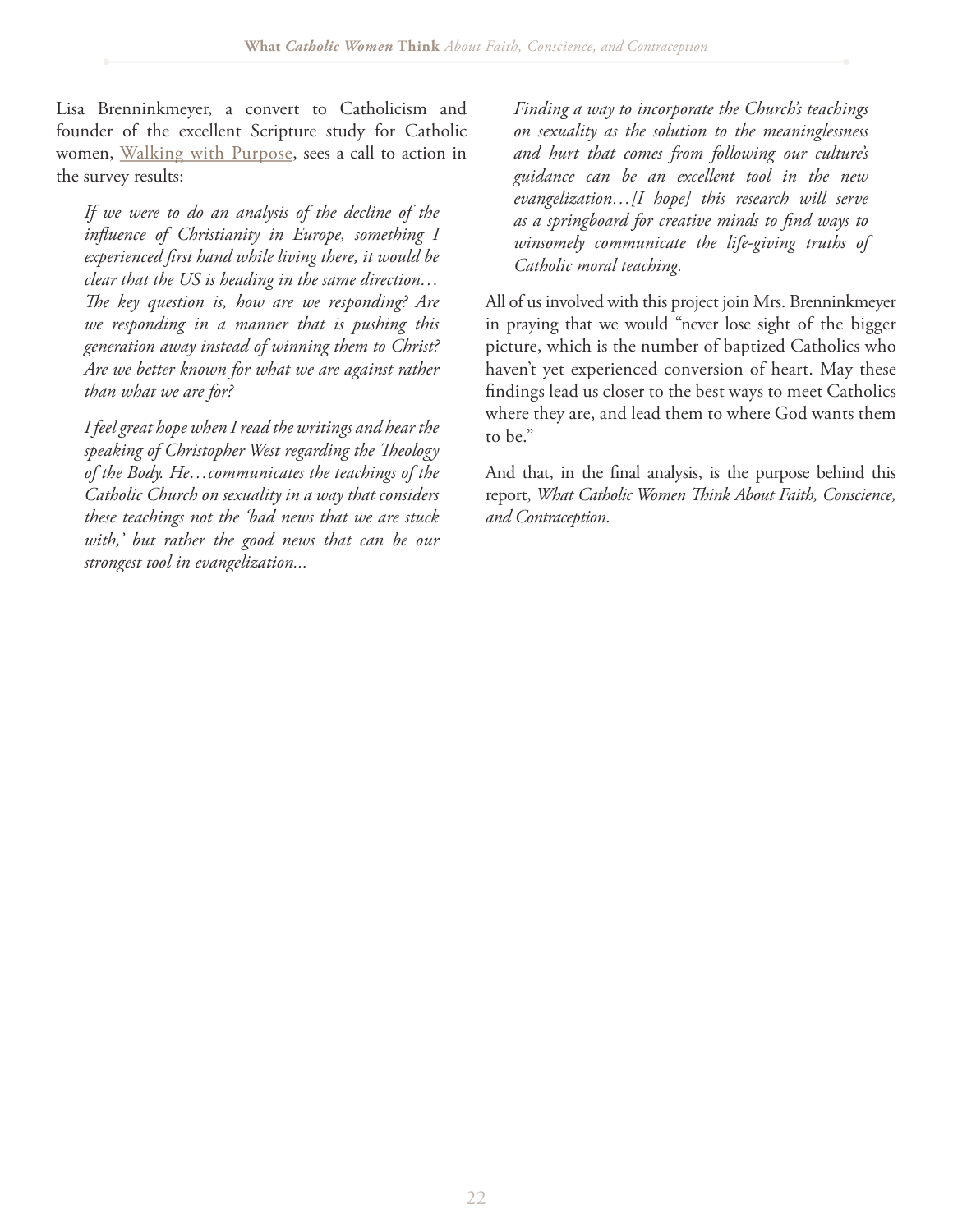Lisa Brenninkmeyer, a convert to Catholicism and founder of the excellent Scripture study for Catholic women, Walking with Purpose, sees a call to action in the survey results:

> *If we were to do an analysis of the decline of the influence of Christianity in Europe, something I experienced first hand while living there, it would be clear that the US is heading in the same direction… The key question is, how are we responding? Are we responding in a manner that is pushing this generation away instead of winning them to Christ? Are we better known for what we are against rather than what we are for?*
>
> *I feel great hope when I read the writings and hear the speaking of Christopher West regarding the Theology of the Body. He…communicates the teachings of the Catholic Church on sexuality in a way that considers these teachings not the 'bad news that we are stuck with,' but rather the good news that can be our strongest tool in evangelization...*
>
> *Finding a way to incorporate the Church's teachings on sexuality as the solution to the meaninglessness and hurt that comes from following our culture's guidance can be an excellent tool in the new evangelization…[I hope] this research will serve as a springboard for creative minds to find ways to winsomely communicate the life-giving truths of Catholic moral teaching.*

All of us involved with this project join Mrs. Brenninkmeyer in praying that we would "never lose sight of the bigger picture, which is the number of baptized Catholics who haven't yet experienced conversion of heart. May these findings lead us closer to the best ways to meet Catholics where they are, and lead them to where God wants them to be."

And that, in the final analysis, is the purpose behind this report, *What Catholic Women Think About Faith, Conscience, and Contraception*.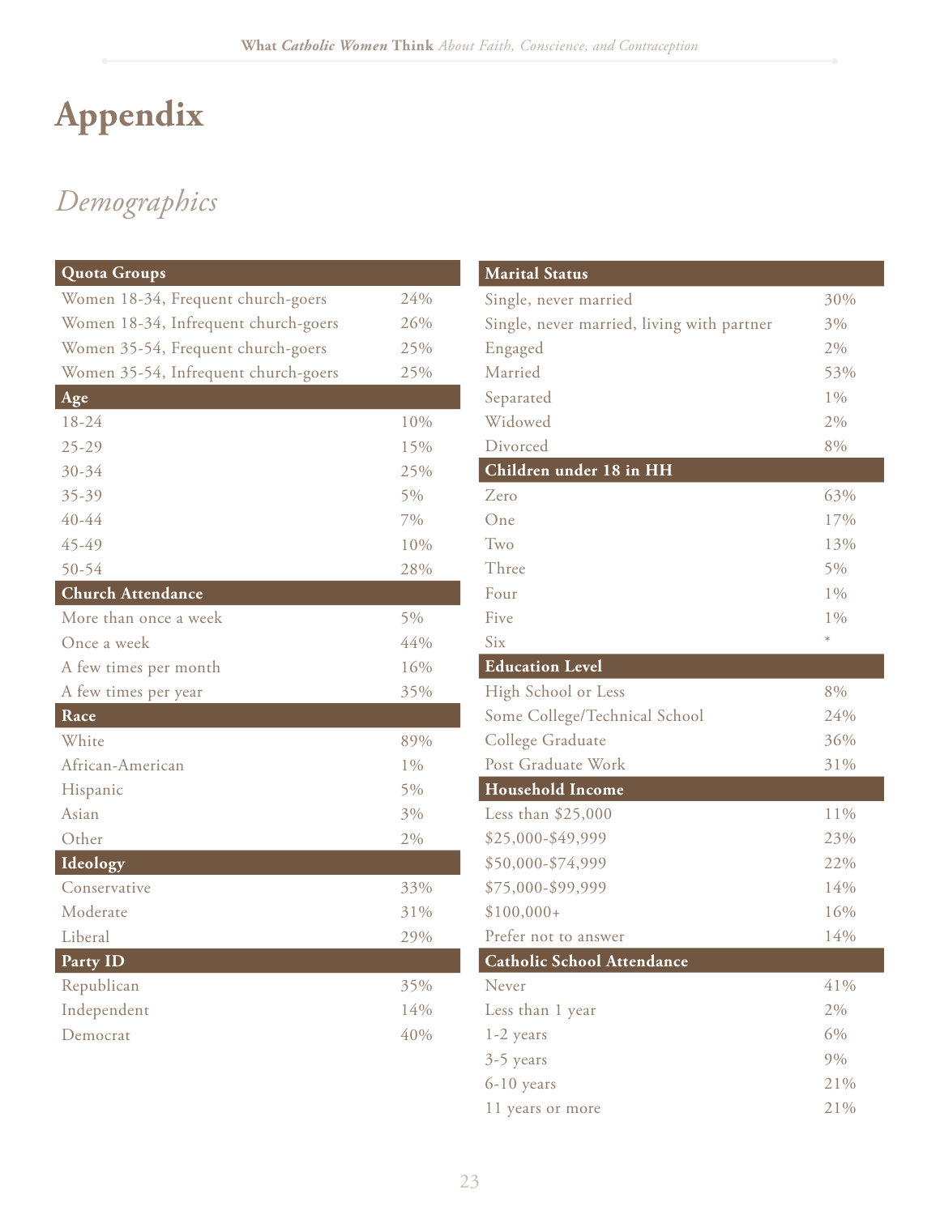# Appendix

## *Demographics*

| Quota Groups | |
|---|---|
| Women 18-34, Frequent church-goers | 24% |
| Women 18-34, Infrequent church-goers | 26% |
| Women 35-54, Frequent church-goers | 25% |
| Women 35-54, Infrequent church-goers | 25% |
| **Age** | |
| 18-24 | 10% |
| 25-29 | 15% |
| 30-34 | 25% |
| 35-39 | 5% |
| 40-44 | 7% |
| 45-49 | 10% |
| 50-54 | 28% |
| **Church Attendance** | |
| More than once a week | 5% |
| Once a week | 44% |
| A few times per month | 16% |
| A few times per year | 35% |
| **Race** | |
| White | 89% |
| African-American | 1% |
| Hispanic | 5% |
| Asian | 3% |
| Other | 2% |
| **Ideology** | |
| Conservative | 33% |
| Moderate | 31% |
| Liberal | 29% |
| **Party ID** | |
| Republican | 35% |
| Independent | 14% |
| Democrat | 40% |

| Marital Status | |
|---|---|
| Single, never married | 30% |
| Single, never married, living with partner | 3% |
| Engaged | 2% |
| Married | 53% |
| Separated | 1% |
| Widowed | 2% |
| Divorced | 8% |
| **Children under 18 in HH** | |
| Zero | 63% |
| One | 17% |
| Two | 13% |
| Three | 5% |
| Four | 1% |
| Five | 1% |
| Six | * |
| **Education Level** | |
| High School or Less | 8% |
| Some College/Technical School | 24% |
| College Graduate | 36% |
| Post Graduate Work | 31% |
| **Household Income** | |
| Less than $25,000 | 11% |
| $25,000-$49,999 | 23% |
| $50,000-$74,999 | 22% |
| $75,000-$99,999 | 14% |
| $100,000+ | 16% |
| Prefer not to answer | 14% |
| **Catholic School Attendance** | |
| Never | 41% |
| Less than 1 year | 2% |
| 1-2 years | 6% |
| 3-5 years | 9% |
| 6-10 years | 21% |
| 11 years or more | 21% |